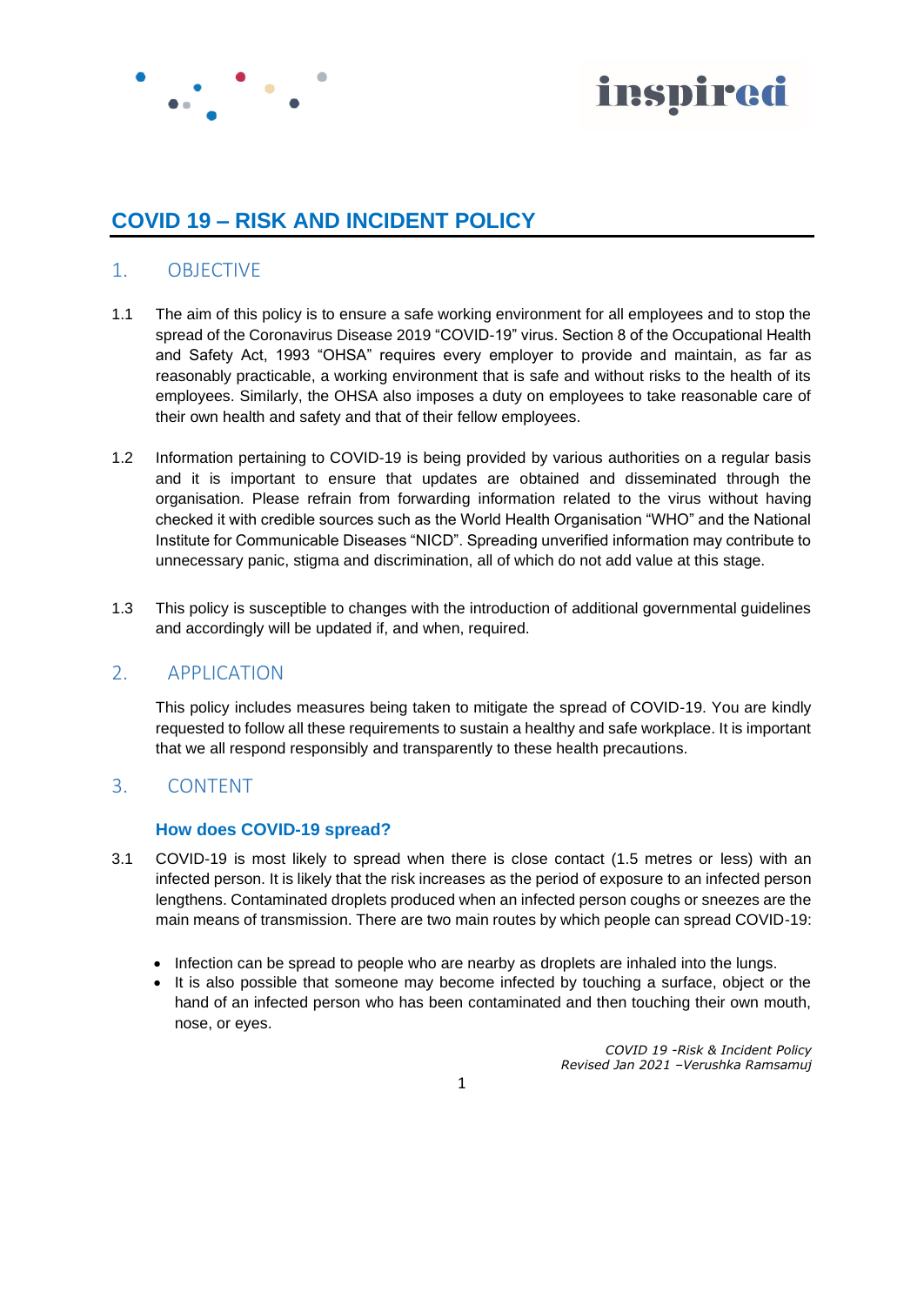# COVID 19 – RISK AND INCIDENT POLICY

## 1. OBJECTIVE

1.1 The aim of this policy is to ensure a safe working environment for all employees and to stop the spread of the Coronavirus Disease 2019 "COVID-19" virus. Section 8 of the Occupational Health and Safety Act, 1993 "OHSA" requires every employer to provide and maintain, as far as reasonably practicable, a working environment that is safe and without risks to the health of its employees. Similarly, the OHSA also imposes a duty on employees to take reasonable care of their own health and safety and that of their fellow employees.

1.2 Information pertaining to COVID-19 is being provided by various authorities on a regular basis and it is important to ensure that updates are obtained and disseminated through the organisation. Please refrain from forwarding information related to the virus without having checked it with credible sources such as the World Health Organisation "WHO" and the National Institute for Communicable Diseases "NICD". Spreading unverified information may contribute to unnecessary panic, stigma and discrimination, all of which do not add value at this stage.

1.3 This policy is susceptible to changes with the introduction of additional governmental guidelines and accordingly will be updated if, and when, required.

## 2. APPLICATION

This policy includes measures being taken to mitigate the spread of COVID-19. You are kindly requested to follow all these requirements to sustain a healthy and safe workplace. It is important that we all respond responsibly and transparently to these health precautions.

## 3. CONTENT

### How does COVID-19 spread?

3.1 COVID-19 is most likely to spread when there is close contact (1.5 metres or less) with an infected person. It is likely that the risk increases as the period of exposure to an infected person lengthens. Contaminated droplets produced when an infected person coughs or sneezes are the main means of transmission. There are two main routes by which people can spread COVID-19:

- Infection can be spread to people who are nearby as droplets are inhaled into the lungs.
- It is also possible that someone may become infected by touching a surface, object or the hand of an infected person who has been contaminated and then touching their own mouth, nose, or eyes.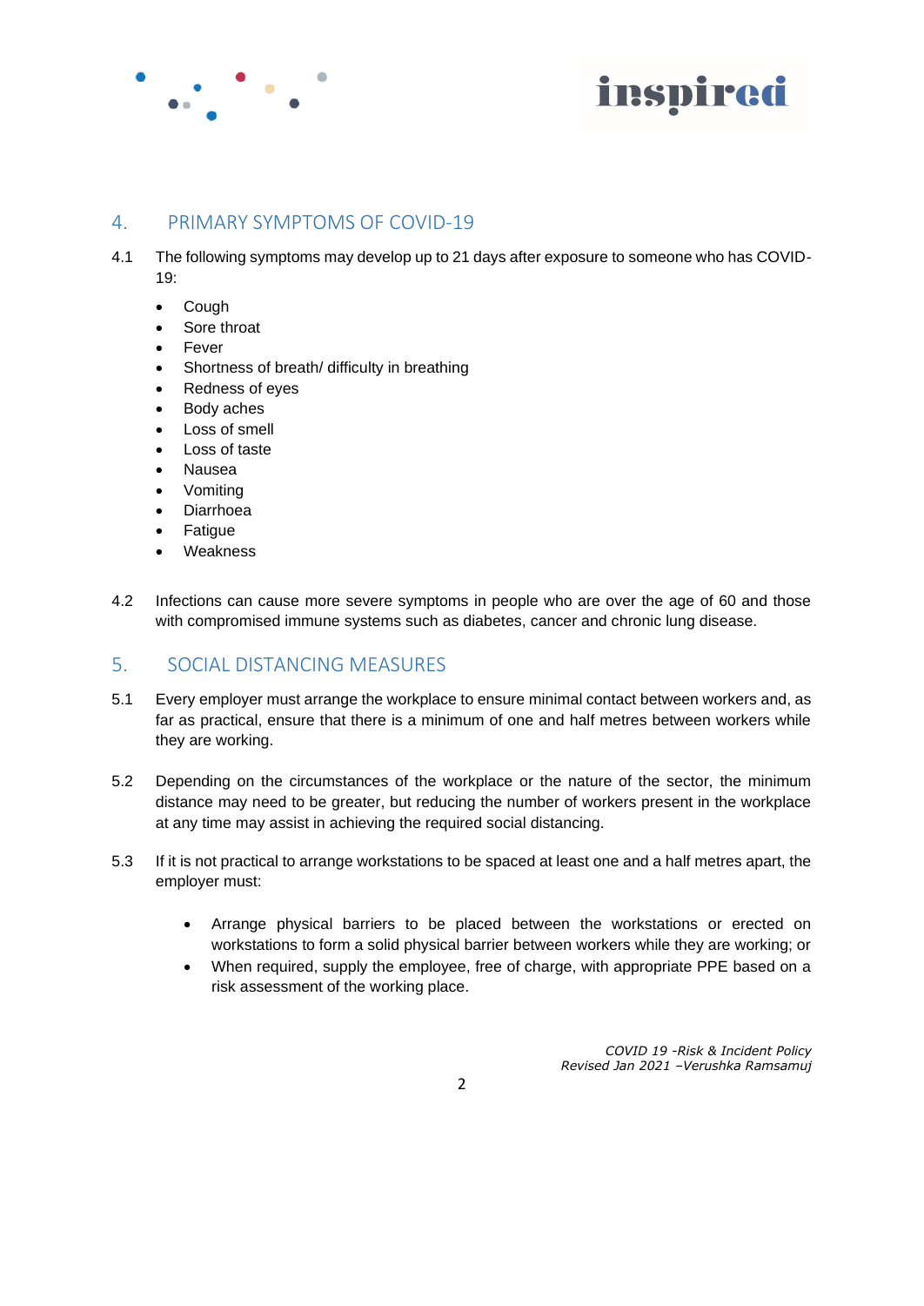## 4. PRIMARY SYMPTOMS OF COVID-19

4.1 The following symptoms may develop up to 21 days after exposure to someone who has COVID-19:

- Cough
- Sore throat
- Fever
- Shortness of breath/ difficulty in breathing
- Redness of eyes
- Body aches
- Loss of smell
- Loss of taste
- Nausea
- Vomiting
- Diarrhoea
- Fatigue
- Weakness

4.2 Infections can cause more severe symptoms in people who are over the age of 60 and those with compromised immune systems such as diabetes, cancer and chronic lung disease.

## 5. SOCIAL DISTANCING MEASURES

5.1 Every employer must arrange the workplace to ensure minimal contact between workers and, as far as practical, ensure that there is a minimum of one and half metres between workers while they are working.

5.2 Depending on the circumstances of the workplace or the nature of the sector, the minimum distance may need to be greater, but reducing the number of workers present in the workplace at any time may assist in achieving the required social distancing.

5.3 If it is not practical to arrange workstations to be spaced at least one and a half metres apart, the employer must:

- Arrange physical barriers to be placed between the workstations or erected on workstations to form a solid physical barrier between workers while they are working; or
- When required, supply the employee, free of charge, with appropriate PPE based on a risk assessment of the working place.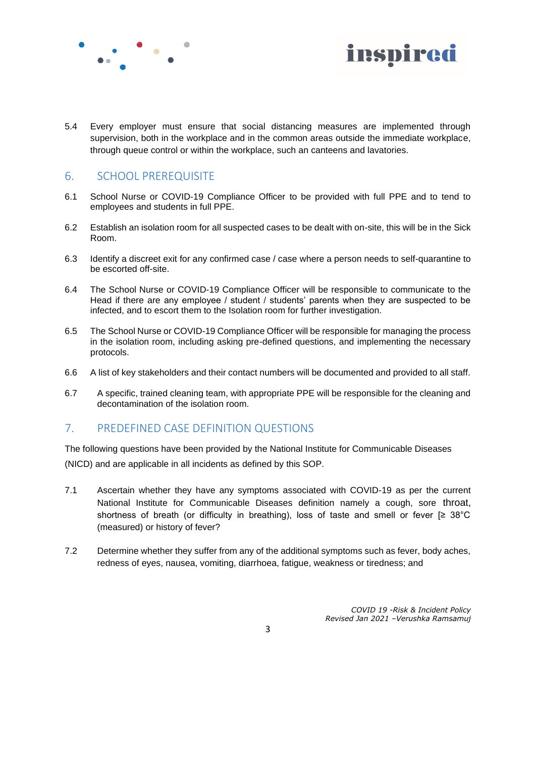5.4 Every employer must ensure that social distancing measures are implemented through supervision, both in the workplace and in the common areas outside the immediate workplace, through queue control or within the workplace, such an canteens and lavatories.

## 6. SCHOOL PREREQUISITE

6.1 School Nurse or COVID-19 Compliance Officer to be provided with full PPE and to tend to employees and students in full PPE.

6.2 Establish an isolation room for all suspected cases to be dealt with on-site, this will be in the Sick Room.

6.3 Identify a discreet exit for any confirmed case / case where a person needs to self-quarantine to be escorted off-site.

6.4 The School Nurse or COVID-19 Compliance Officer will be responsible to communicate to the Head if there are any employee / student / students' parents when they are suspected to be infected, and to escort them to the Isolation room for further investigation.

6.5 The School Nurse or COVID-19 Compliance Officer will be responsible for managing the process in the isolation room, including asking pre-defined questions, and implementing the necessary protocols.

6.6 A list of key stakeholders and their contact numbers will be documented and provided to all staff.

6.7 A specific, trained cleaning team, with appropriate PPE will be responsible for the cleaning and decontamination of the isolation room.

## 7. PREDEFINED CASE DEFINITION QUESTIONS

The following questions have been provided by the National Institute for Communicable Diseases (NICD) and are applicable in all incidents as defined by this SOP.

7.1 Ascertain whether they have any symptoms associated with COVID-19 as per the current National Institute for Communicable Diseases definition namely a cough, sore throat, shortness of breath (or difficulty in breathing), loss of taste and smell or fever [≥ 38°C (measured) or history of fever?

7.2 Determine whether they suffer from any of the additional symptoms such as fever, body aches, redness of eyes, nausea, vomiting, diarrhoea, fatigue, weakness or tiredness; and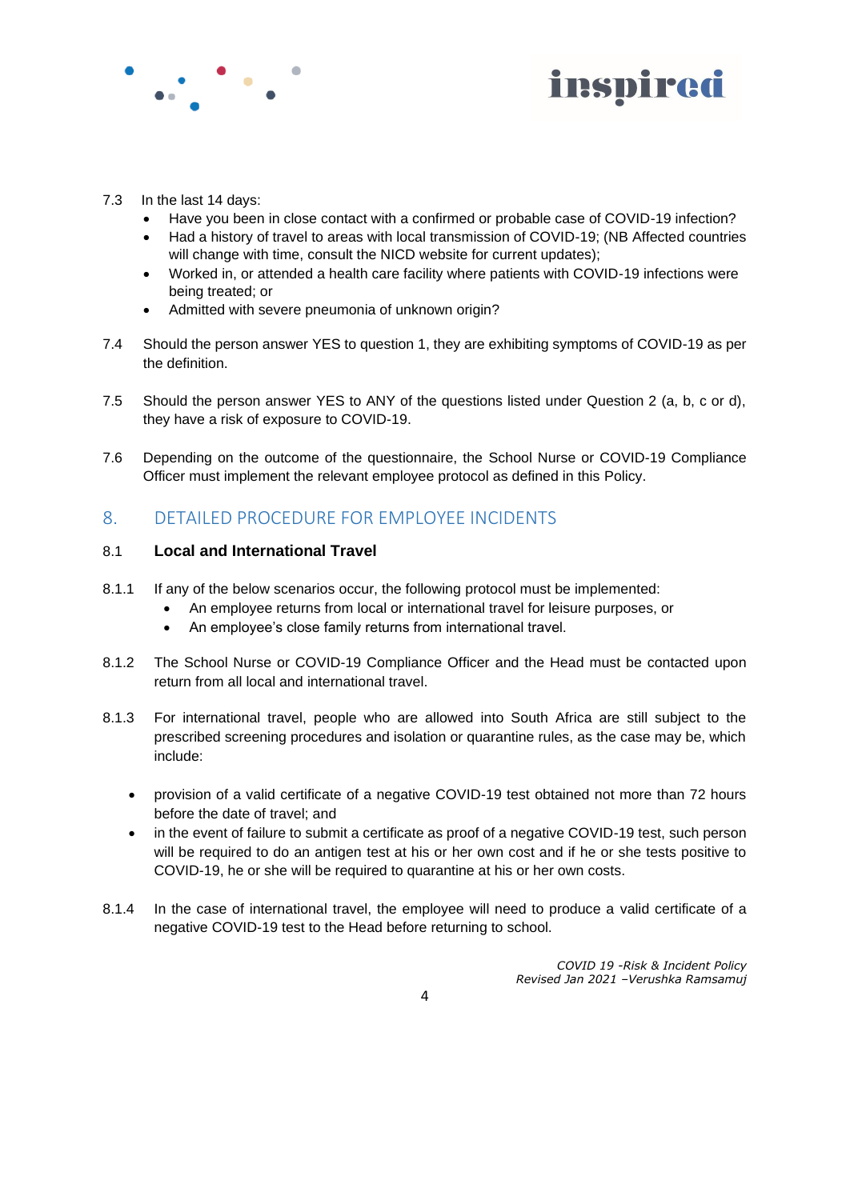7.3 In the last 14 days:

- Have you been in close contact with a confirmed or probable case of COVID-19 infection?
- Had a history of travel to areas with local transmission of COVID-19; (NB Affected countries will change with time, consult the NICD website for current updates);
- Worked in, or attended a health care facility where patients with COVID-19 infections were being treated; or
- Admitted with severe pneumonia of unknown origin?

7.4 Should the person answer YES to question 1, they are exhibiting symptoms of COVID-19 as per the definition.

7.5 Should the person answer YES to ANY of the questions listed under Question 2 (a, b, c or d), they have a risk of exposure to COVID-19.

7.6 Depending on the outcome of the questionnaire, the School Nurse or COVID-19 Compliance Officer must implement the relevant employee protocol as defined in this Policy.

## 8. DETAILED PROCEDURE FOR EMPLOYEE INCIDENTS

### 8.1 Local and International Travel

8.1.1 If any of the below scenarios occur, the following protocol must be implemented:

- An employee returns from local or international travel for leisure purposes, or
- An employee's close family returns from international travel.

8.1.2 The School Nurse or COVID-19 Compliance Officer and the Head must be contacted upon return from all local and international travel.

8.1.3 For international travel, people who are allowed into South Africa are still subject to the prescribed screening procedures and isolation or quarantine rules, as the case may be, which include:

- provision of a valid certificate of a negative COVID-19 test obtained not more than 72 hours before the date of travel; and
- in the event of failure to submit a certificate as proof of a negative COVID-19 test, such person will be required to do an antigen test at his or her own cost and if he or she tests positive to COVID-19, he or she will be required to quarantine at his or her own costs.

8.1.4 In the case of international travel, the employee will need to produce a valid certificate of a negative COVID-19 test to the Head before returning to school.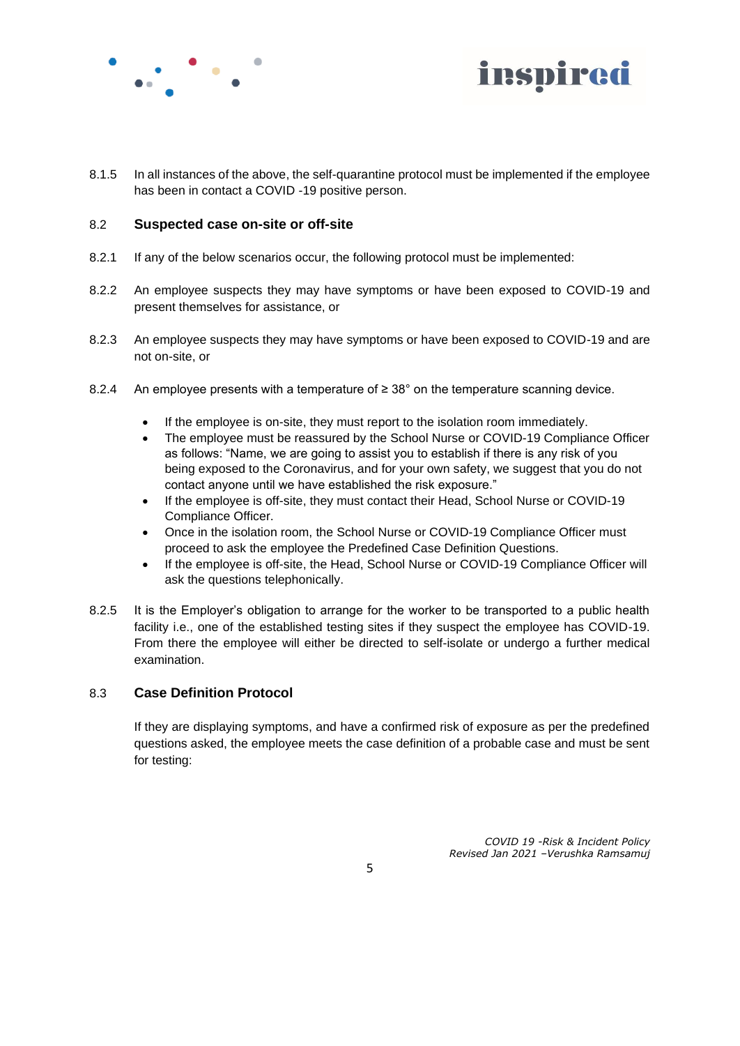8.1.5 In all instances of the above, the self-quarantine protocol must be implemented if the employee has been in contact a COVID -19 positive person.

### 8.2 Suspected case on-site or off-site

8.2.1 If any of the below scenarios occur, the following protocol must be implemented:

8.2.2 An employee suspects they may have symptoms or have been exposed to COVID-19 and present themselves for assistance, or

8.2.3 An employee suspects they may have symptoms or have been exposed to COVID-19 and are not on-site, or

8.2.4 An employee presents with a temperature of ≥ 38° on the temperature scanning device.

- If the employee is on-site, they must report to the isolation room immediately.
- The employee must be reassured by the School Nurse or COVID-19 Compliance Officer as follows: “Name, we are going to assist you to establish if there is any risk of you being exposed to the Coronavirus, and for your own safety, we suggest that you do not contact anyone until we have established the risk exposure.”
- If the employee is off-site, they must contact their Head, School Nurse or COVID-19 Compliance Officer.
- Once in the isolation room, the School Nurse or COVID-19 Compliance Officer must proceed to ask the employee the Predefined Case Definition Questions.
- If the employee is off-site, the Head, School Nurse or COVID-19 Compliance Officer will ask the questions telephonically.

8.2.5 It is the Employer’s obligation to arrange for the worker to be transported to a public health facility i.e., one of the established testing sites if they suspect the employee has COVID-19. From there the employee will either be directed to self-isolate or undergo a further medical examination.

### 8.3 Case Definition Protocol

If they are displaying symptoms, and have a confirmed risk of exposure as per the predefined questions asked, the employee meets the case definition of a probable case and must be sent for testing: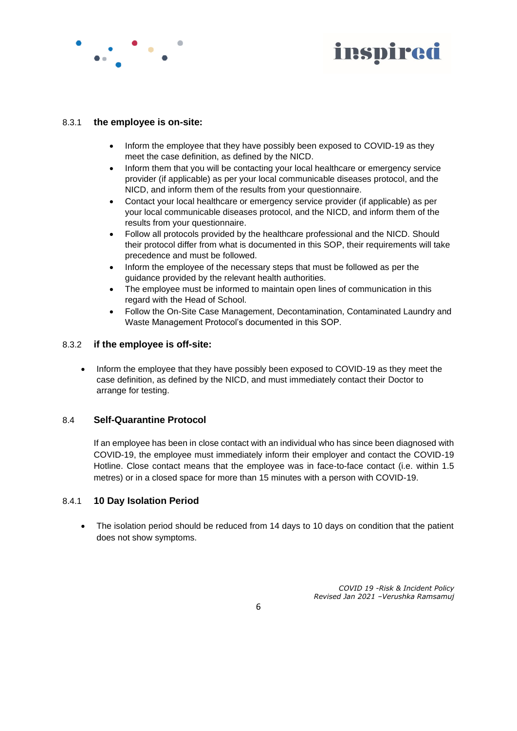#### 8.3.1 the employee is on-site:

- Inform the employee that they have possibly been exposed to COVID-19 as they meet the case definition, as defined by the NICD.
- Inform them that you will be contacting your local healthcare or emergency service provider (if applicable) as per your local communicable diseases protocol, and the NICD, and inform them of the results from your questionnaire.
- Contact your local healthcare or emergency service provider (if applicable) as per your local communicable diseases protocol, and the NICD, and inform them of the results from your questionnaire.
- Follow all protocols provided by the healthcare professional and the NICD. Should their protocol differ from what is documented in this SOP, their requirements will take precedence and must be followed.
- Inform the employee of the necessary steps that must be followed as per the guidance provided by the relevant health authorities.
- The employee must be informed to maintain open lines of communication in this regard with the Head of School.
- Follow the On-Site Case Management, Decontamination, Contaminated Laundry and Waste Management Protocol's documented in this SOP.

#### 8.3.2 if the employee is off-site:

- Inform the employee that they have possibly been exposed to COVID-19 as they meet the case definition, as defined by the NICD, and must immediately contact their Doctor to arrange for testing.

### 8.4 Self-Quarantine Protocol

If an employee has been in close contact with an individual who has since been diagnosed with COVID-19, the employee must immediately inform their employer and contact the COVID-19 Hotline. Close contact means that the employee was in face-to-face contact (i.e. within 1.5 metres) or in a closed space for more than 15 minutes with a person with COVID-19.

#### 8.4.1 10 Day Isolation Period

- The isolation period should be reduced from 14 days to 10 days on condition that the patient does not show symptoms.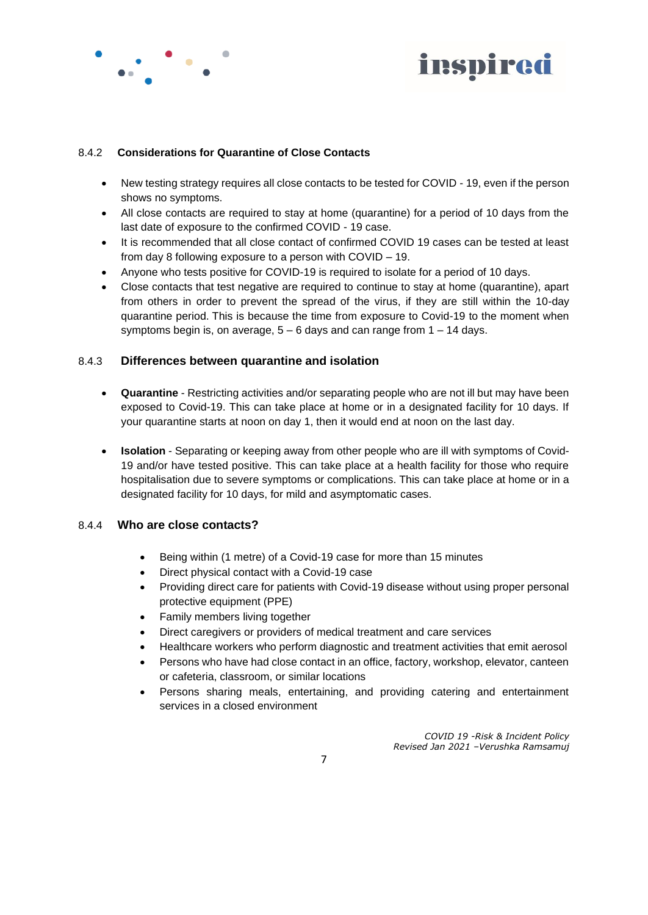### 8.4.2 Considerations for Quarantine of Close Contacts

- New testing strategy requires all close contacts to be tested for COVID - 19, even if the person shows no symptoms.
- All close contacts are required to stay at home (quarantine) for a period of 10 days from the last date of exposure to the confirmed COVID - 19 case.
- It is recommended that all close contact of confirmed COVID 19 cases can be tested at least from day 8 following exposure to a person with COVID – 19.
- Anyone who tests positive for COVID-19 is required to isolate for a period of 10 days.
- Close contacts that test negative are required to continue to stay at home (quarantine), apart from others in order to prevent the spread of the virus, if they are still within the 10-day quarantine period. This is because the time from exposure to Covid-19 to the moment when symptoms begin is, on average, 5 – 6 days and can range from 1 – 14 days.

### 8.4.3 Differences between quarantine and isolation

- **Quarantine** - Restricting activities and/or separating people who are not ill but may have been exposed to Covid-19. This can take place at home or in a designated facility for 10 days. If your quarantine starts at noon on day 1, then it would end at noon on the last day.

- **Isolation** - Separating or keeping away from other people who are ill with symptoms of Covid-19 and/or have tested positive. This can take place at a health facility for those who require hospitalisation due to severe symptoms or complications. This can take place at home or in a designated facility for 10 days, for mild and asymptomatic cases.

### 8.4.4 Who are close contacts?

- Being within (1 metre) of a Covid-19 case for more than 15 minutes
- Direct physical contact with a Covid-19 case
- Providing direct care for patients with Covid-19 disease without using proper personal protective equipment (PPE)
- Family members living together
- Direct caregivers or providers of medical treatment and care services
- Healthcare workers who perform diagnostic and treatment activities that emit aerosol
- Persons who have had close contact in an office, factory, workshop, elevator, canteen or cafeteria, classroom, or similar locations
- Persons sharing meals, entertaining, and providing catering and entertainment services in a closed environment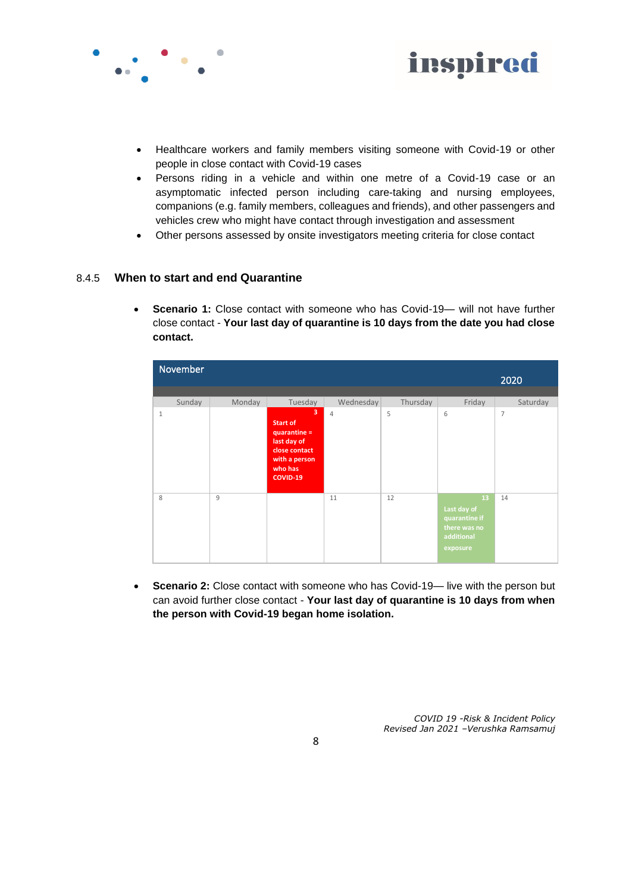- Healthcare workers and family members visiting someone with Covid-19 or other people in close contact with Covid-19 cases
- Persons riding in a vehicle and within one metre of a Covid-19 case or an asymptomatic infected person including care-taking and nursing employees, companions (e.g. family members, colleagues and friends), and other passengers and vehicles crew who might have contact through investigation and assessment
- Other persons assessed by onsite investigators meeting criteria for close contact

### 8.4.5 When to start and end Quarantine

- **Scenario 1:** Close contact with someone who has Covid-19— will not have further close contact - **Your last day of quarantine is 10 days from the date you had close contact.**

| November 2020 | | | | | | |
|---|---|---|---|---|---|---|
| Sunday | Monday | Tuesday | Wednesday | Thursday | Friday | Saturday |
| 1 | | 3 Start of quarantine = last day of close contact with a person who has COVID-19 | 4 | 5 | 6 | 7 |
| 8 | 9 | | 11 | 12 | 13 Last day of quarantine if there was no additional exposure | 14 |

- **Scenario 2:** Close contact with someone who has Covid-19— live with the person but can avoid further close contact - **Your last day of quarantine is 10 days from when the person with Covid-19 began home isolation.**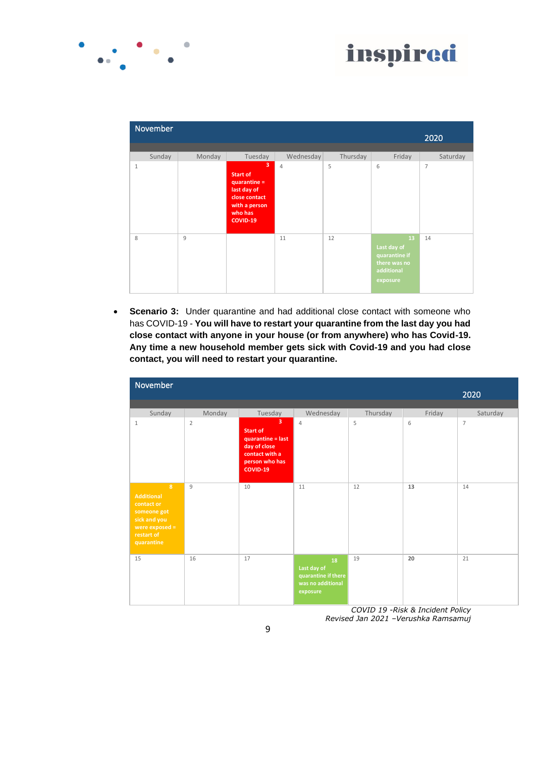| November | | | | | | 2020 |
|---|---|---|---|---|---|---|
| Sunday | Monday | Tuesday | Wednesday | Thursday | Friday | Saturday |
| 1 | | 3 Start of quarantine = last day of close contact with a person who has COVID-19 | 4 | 5 | 6 | 7 |
| 8 | 9 | | 11 | 12 | 13 Last day of quarantine if there was no additional exposure | 14 |

- **Scenario 3:** Under quarantine and had additional close contact with someone who has COVID-19 - **You will have to restart your quarantine from the last day you had close contact with anyone in your house (or from anywhere) who has Covid-19. Any time a new household member gets sick with Covid-19 and you had close contact, you will need to restart your quarantine.**

| November | | | | | | 2020 |
|---|---|---|---|---|---|---|
| Sunday | Monday | Tuesday | Wednesday | Thursday | Friday | Saturday |
| 1 | 2 | 3 Start of quarantine = last day of close contact with a person who has COVID-19 | 4 | 5 | 6 | 7 |
| 8 Additional contact or someone got sick and you were exposed = restart of quarantine | 9 | 10 | 11 | 12 | 13 | 14 |
| 15 | 16 | 17 | 18 Last day of quarantine if there was no additional exposure | 19 | 20 | 21 |

*COVID 19 -Risk & Incident Policy*
*Revised Jan 2021 –Verushka Ramsamuj*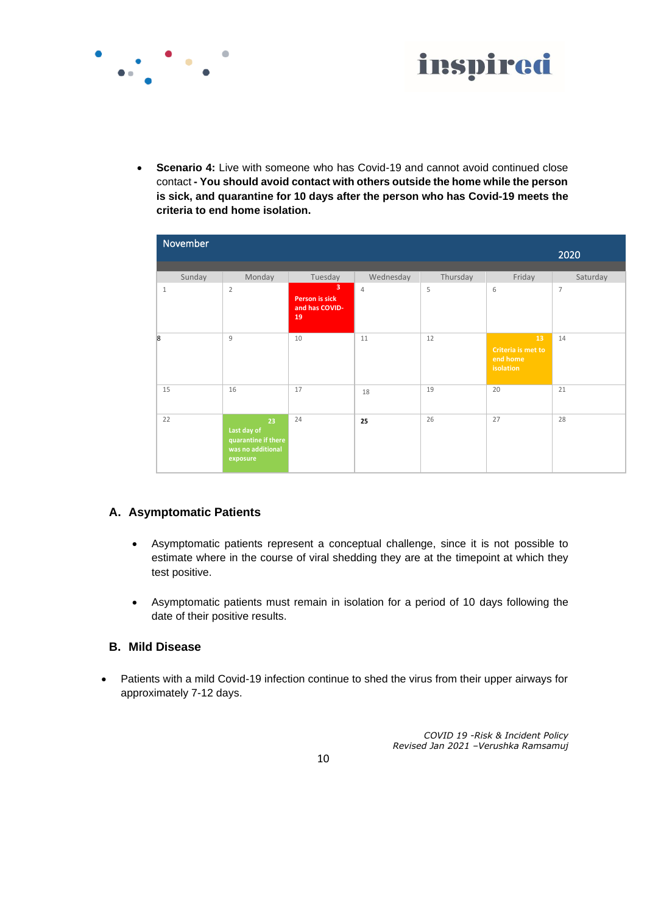- **Scenario 4:** Live with someone who has Covid-19 and cannot avoid continued close contact **- You should avoid contact with others outside the home while the person is sick, and quarantine for 10 days after the person who has Covid-19 meets the criteria to end home isolation.**

| November 2020 | | | | | | |
|---|---|---|---|---|---|---|
| Sunday | Monday | Tuesday | Wednesday | Thursday | Friday | Saturday |
| 1 | 2 | 3 Person is sick and has COVID-19 | 4 | 5 | 6 | 7 |
| 8 | 9 | 10 | 11 | 12 | 13 Criteria is met to end home isolation | 14 |
| 15 | 16 | 17 | 18 | 19 | 20 | 21 |
| 22 | 23 Last day of quarantine if there was no additional exposure | 24 | 25 | 26 | 27 | 28 |

## A. Asymptomatic Patients

- Asymptomatic patients represent a conceptual challenge, since it is not possible to estimate where in the course of viral shedding they are at the timepoint at which they test positive.
- Asymptomatic patients must remain in isolation for a period of 10 days following the date of their positive results.

## B. Mild Disease

- Patients with a mild Covid-19 infection continue to shed the virus from their upper airways for approximately 7-12 days.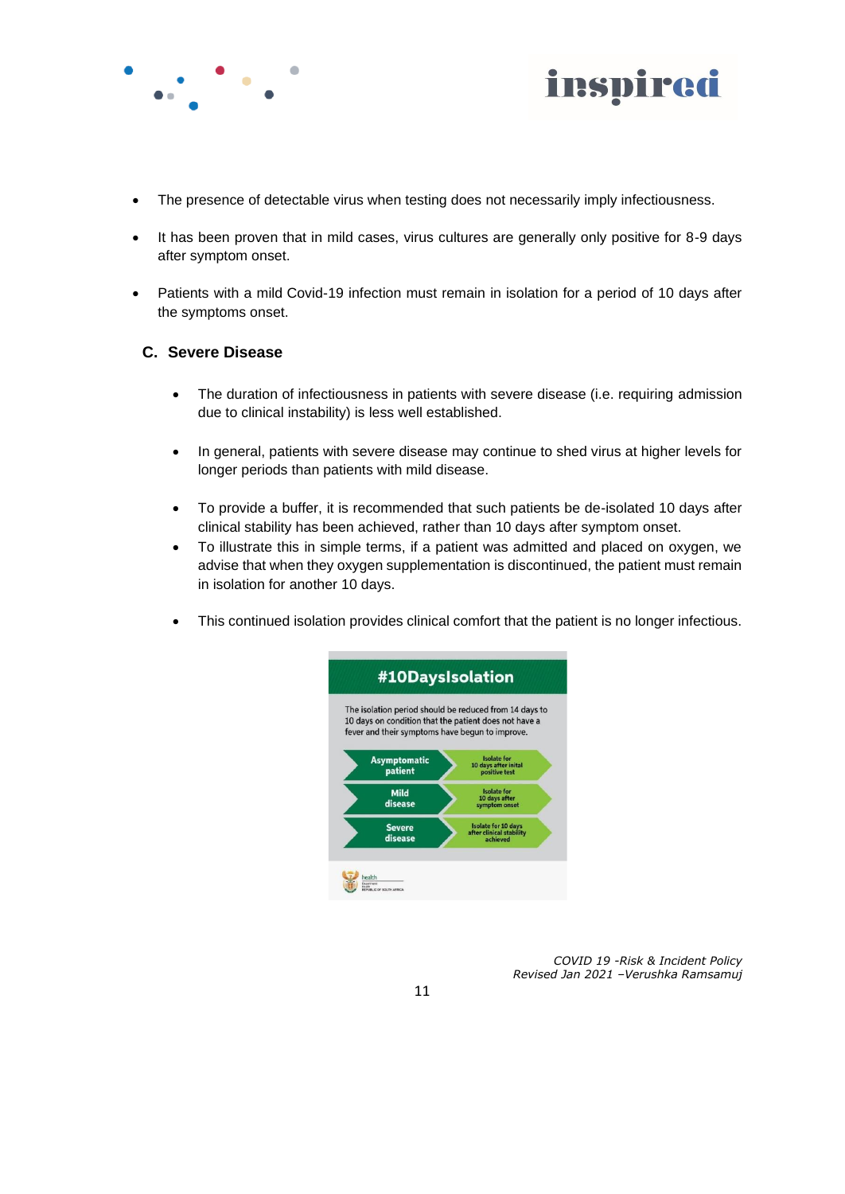- The presence of detectable virus when testing does not necessarily imply infectiousness.
- It has been proven that in mild cases, virus cultures are generally only positive for 8-9 days after symptom onset.
- Patients with a mild Covid-19 infection must remain in isolation for a period of 10 days after the symptoms onset.

### C. Severe Disease

- The duration of infectiousness in patients with severe disease (i.e. requiring admission due to clinical instability) is less well established.
- In general, patients with severe disease may continue to shed virus at higher levels for longer periods than patients with mild disease.
- To provide a buffer, it is recommended that such patients be de-isolated 10 days after clinical stability has been achieved, rather than 10 days after symptom onset.
- To illustrate this in simple terms, if a patient was admitted and placed on oxygen, we advise that when they oxygen supplementation is discontinued, the patient must remain in isolation for another 10 days.
- This continued isolation provides clinical comfort that the patient is no longer infectious.

**#10DaysIsolation**

The isolation period should be reduced from 14 days to 10 days on condition that the patient does not have a fever and their symptoms have begun to improve.

| | |
|---|---|
| Asymptomatic patient | Isolate for 10 days after inital positive test |
| Mild disease | Isolate for 10 days after symptom onset |
| Severe disease | Isolate for 10 days after clinical stability achieved |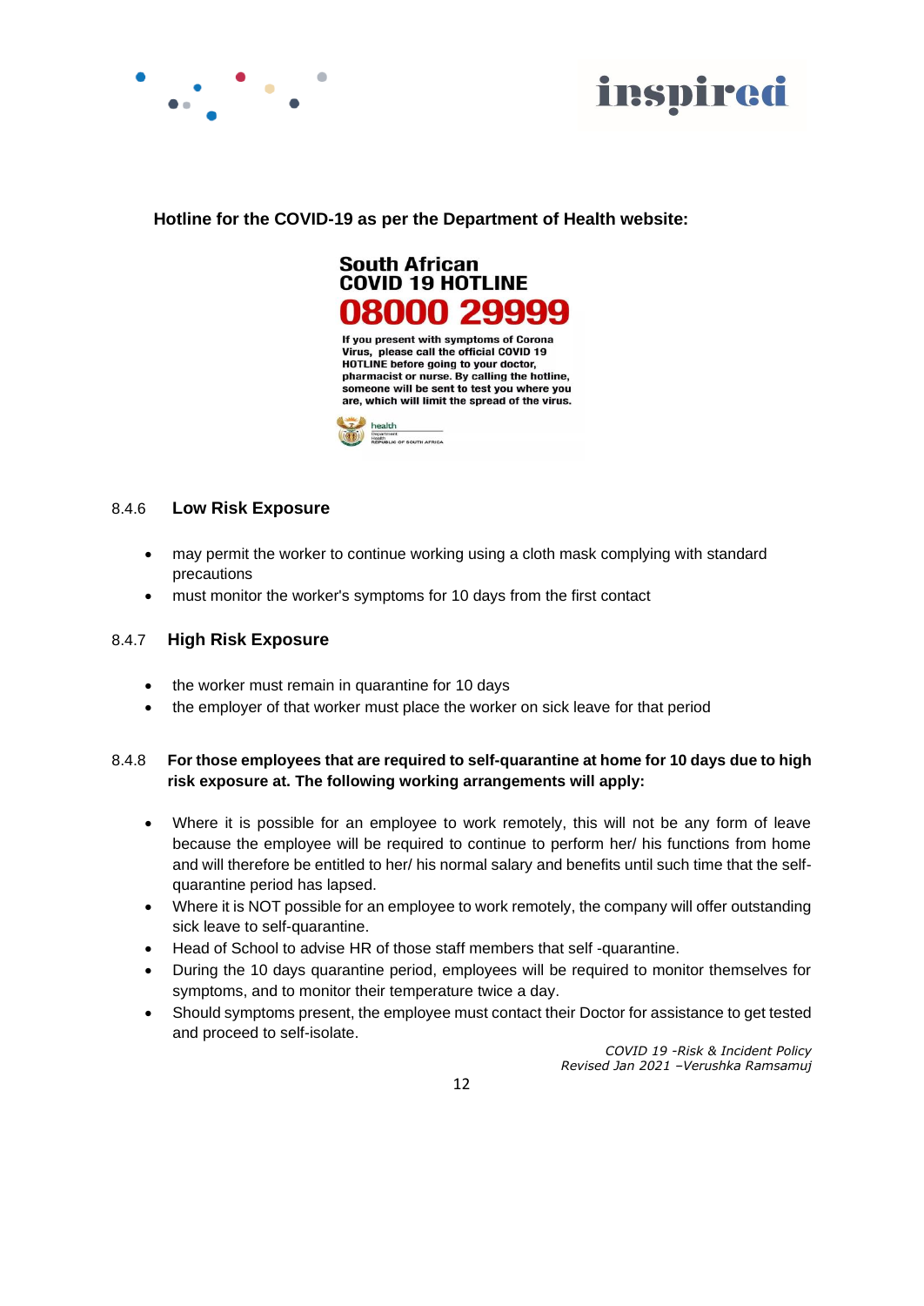**Hotline for the COVID-19 as per the Department of Health website:**

**South African COVID 19 HOTLINE**

**08000 29999**

**If you present with symptoms of Corona Virus, please call the official COVID 19 HOTLINE before going to your doctor, pharmacist or nurse. By calling the hotline, someone will be sent to test you where you are, which will limit the spread of the virus.**

health
Department: Health
REPUBLIC OF SOUTH AFRICA

### 8.4.6 Low Risk Exposure

- may permit the worker to continue working using a cloth mask complying with standard precautions
- must monitor the worker's symptoms for 10 days from the first contact

### 8.4.7 High Risk Exposure

- the worker must remain in quarantine for 10 days
- the employer of that worker must place the worker on sick leave for that period

### 8.4.8 For those employees that are required to self-quarantine at home for 10 days due to high risk exposure at. The following working arrangements will apply:

- Where it is possible for an employee to work remotely, this will not be any form of leave because the employee will be required to continue to perform her/ his functions from home and will therefore be entitled to her/ his normal salary and benefits until such time that the self-quarantine period has lapsed.
- Where it is NOT possible for an employee to work remotely, the company will offer outstanding sick leave to self-quarantine.
- Head of School to advise HR of those staff members that self -quarantine.
- During the 10 days quarantine period, employees will be required to monitor themselves for symptoms, and to monitor their temperature twice a day.
- Should symptoms present, the employee must contact their Doctor for assistance to get tested and proceed to self-isolate.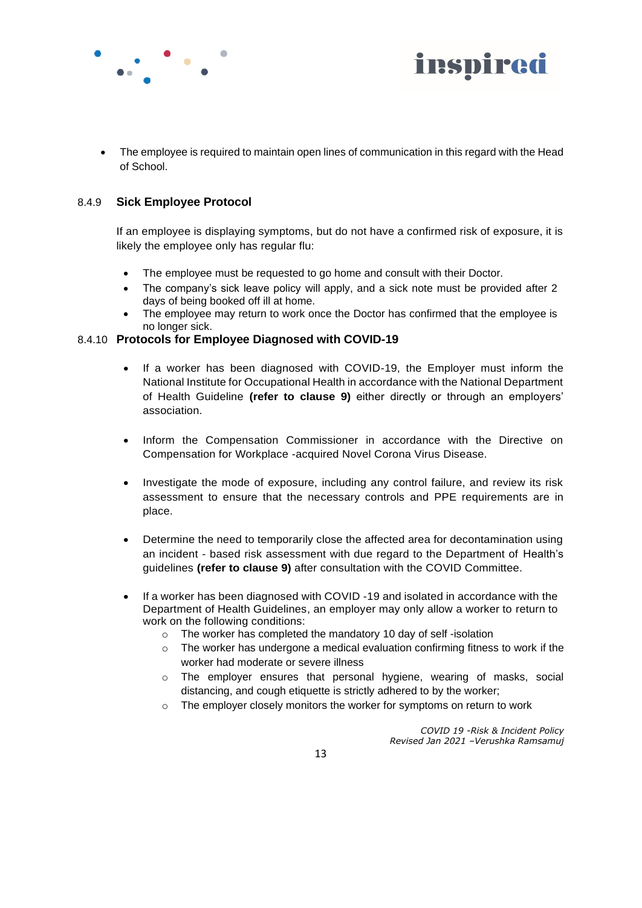- The employee is required to maintain open lines of communication in this regard with the Head of School.

### 8.4.9 Sick Employee Protocol

If an employee is displaying symptoms, but do not have a confirmed risk of exposure, it is likely the employee only has regular flu:

- The employee must be requested to go home and consult with their Doctor.
- The company's sick leave policy will apply, and a sick note must be provided after 2 days of being booked off ill at home.
- The employee may return to work once the Doctor has confirmed that the employee is no longer sick.

### 8.4.10 Protocols for Employee Diagnosed with COVID-19

- If a worker has been diagnosed with COVID-19, the Employer must inform the National Institute for Occupational Health in accordance with the National Department of Health Guideline **(refer to clause 9)** either directly or through an employers' association.

- Inform the Compensation Commissioner in accordance with the Directive on Compensation for Workplace -acquired Novel Corona Virus Disease.

- Investigate the mode of exposure, including any control failure, and review its risk assessment to ensure that the necessary controls and PPE requirements are in place.

- Determine the need to temporarily close the affected area for decontamination using an incident - based risk assessment with due regard to the Department of Health's guidelines **(refer to clause 9)** after consultation with the COVID Committee.

- If a worker has been diagnosed with COVID -19 and isolated in accordance with the Department of Health Guidelines, an employer may only allow a worker to return to work on the following conditions:
  - The worker has completed the mandatory 10 day of self -isolation
  - The worker has undergone a medical evaluation confirming fitness to work if the worker had moderate or severe illness
  - The employer ensures that personal hygiene, wearing of masks, social distancing, and cough etiquette is strictly adhered to by the worker;
  - The employer closely monitors the worker for symptoms on return to work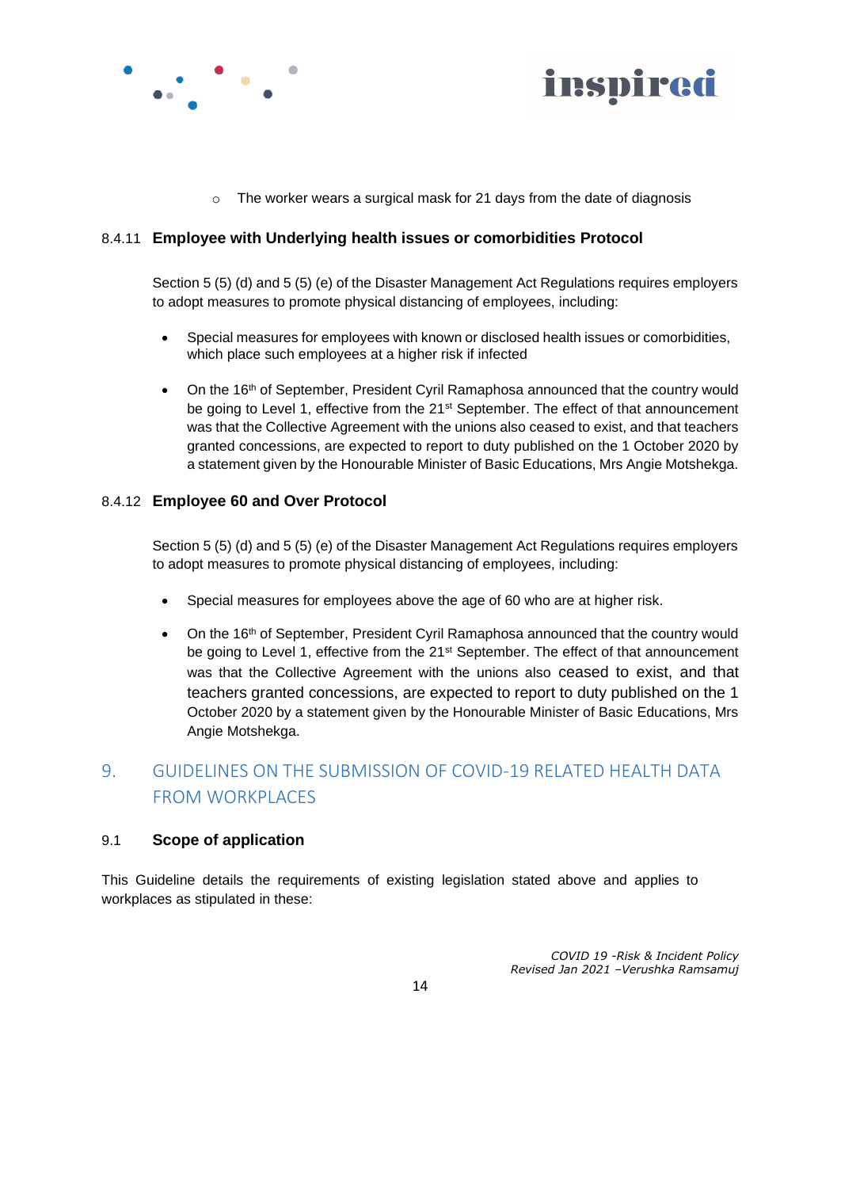- The worker wears a surgical mask for 21 days from the date of diagnosis

#### 8.4.11 Employee with Underlying health issues or comorbidities Protocol

Section 5 (5) (d) and 5 (5) (e) of the Disaster Management Act Regulations requires employers to adopt measures to promote physical distancing of employees, including:

- Special measures for employees with known or disclosed health issues or comorbidities, which place such employees at a higher risk if infected
- On the 16th of September, President Cyril Ramaphosa announced that the country would be going to Level 1, effective from the 21st September. The effect of that announcement was that the Collective Agreement with the unions also ceased to exist, and that teachers granted concessions, are expected to report to duty published on the 1 October 2020 by a statement given by the Honourable Minister of Basic Educations, Mrs Angie Motshekga.

#### 8.4.12 Employee 60 and Over Protocol

Section 5 (5) (d) and 5 (5) (e) of the Disaster Management Act Regulations requires employers to adopt measures to promote physical distancing of employees, including:

- Special measures for employees above the age of 60 who are at higher risk.
- On the 16th of September, President Cyril Ramaphosa announced that the country would be going to Level 1, effective from the 21st September. The effect of that announcement was that the Collective Agreement with the unions also ceased to exist, and that teachers granted concessions, are expected to report to duty published on the 1 October 2020 by a statement given by the Honourable Minister of Basic Educations, Mrs Angie Motshekga.

## 9. GUIDELINES ON THE SUBMISSION OF COVID-19 RELATED HEALTH DATA FROM WORKPLACES

### 9.1 Scope of application

This Guideline details the requirements of existing legislation stated above and applies to workplaces as stipulated in these: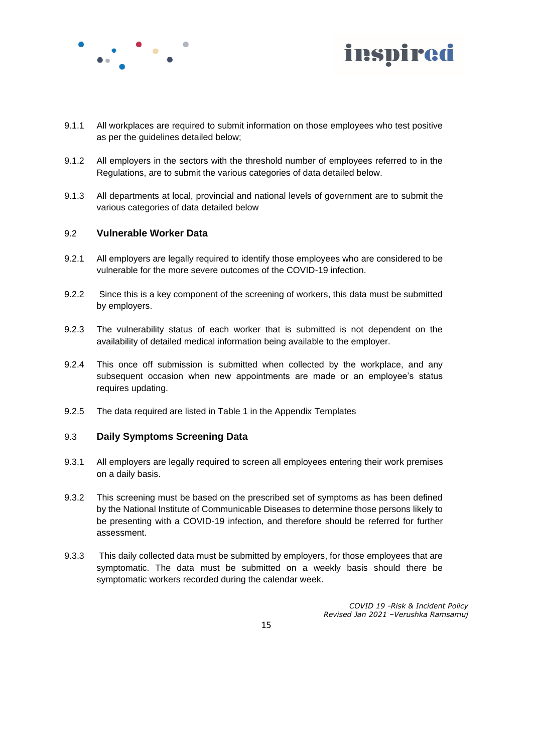9.1.1 All workplaces are required to submit information on those employees who test positive as per the guidelines detailed below;

9.1.2 All employers in the sectors with the threshold number of employees referred to in the Regulations, are to submit the various categories of data detailed below.

9.1.3 All departments at local, provincial and national levels of government are to submit the various categories of data detailed below

### 9.2 Vulnerable Worker Data

9.2.1 All employers are legally required to identify those employees who are considered to be vulnerable for the more severe outcomes of the COVID-19 infection.

9.2.2 Since this is a key component of the screening of workers, this data must be submitted by employers.

9.2.3 The vulnerability status of each worker that is submitted is not dependent on the availability of detailed medical information being available to the employer.

9.2.4 This once off submission is submitted when collected by the workplace, and any subsequent occasion when new appointments are made or an employee's status requires updating.

9.2.5 The data required are listed in Table 1 in the Appendix Templates

### 9.3 Daily Symptoms Screening Data

9.3.1 All employers are legally required to screen all employees entering their work premises on a daily basis.

9.3.2 This screening must be based on the prescribed set of symptoms as has been defined by the National Institute of Communicable Diseases to determine those persons likely to be presenting with a COVID-19 infection, and therefore should be referred for further assessment.

9.3.3 This daily collected data must be submitted by employers, for those employees that are symptomatic. The data must be submitted on a weekly basis should there be symptomatic workers recorded during the calendar week.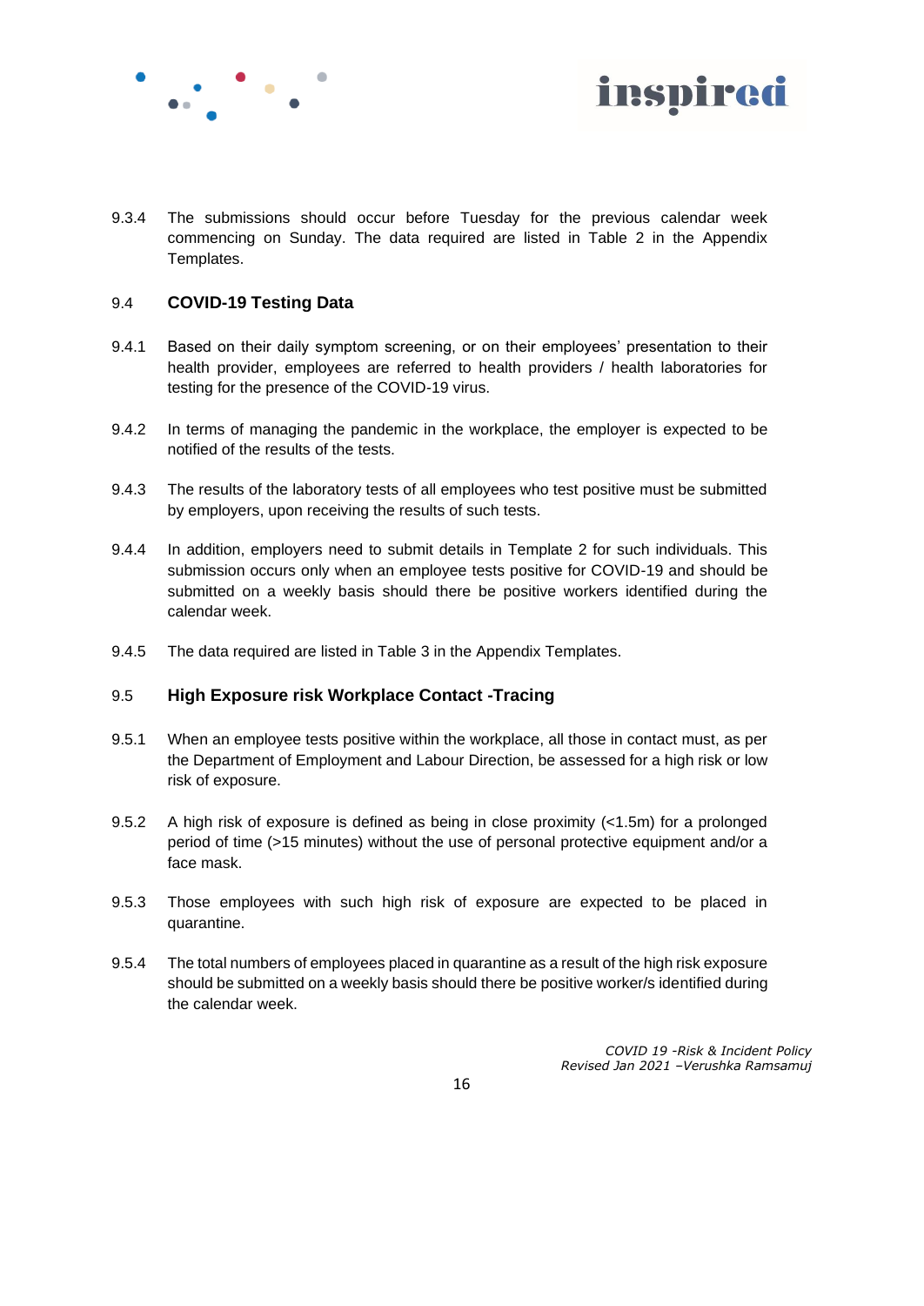9.3.4 The submissions should occur before Tuesday for the previous calendar week commencing on Sunday. The data required are listed in Table 2 in the Appendix Templates.

## 9.4 COVID-19 Testing Data

9.4.1 Based on their daily symptom screening, or on their employees' presentation to their health provider, employees are referred to health providers / health laboratories for testing for the presence of the COVID-19 virus.

9.4.2 In terms of managing the pandemic in the workplace, the employer is expected to be notified of the results of the tests.

9.4.3 The results of the laboratory tests of all employees who test positive must be submitted by employers, upon receiving the results of such tests.

9.4.4 In addition, employers need to submit details in Template 2 for such individuals. This submission occurs only when an employee tests positive for COVID-19 and should be submitted on a weekly basis should there be positive workers identified during the calendar week.

9.4.5 The data required are listed in Table 3 in the Appendix Templates.

## 9.5 High Exposure risk Workplace Contact -Tracing

9.5.1 When an employee tests positive within the workplace, all those in contact must, as per the Department of Employment and Labour Direction, be assessed for a high risk or low risk of exposure.

9.5.2 A high risk of exposure is defined as being in close proximity (<1.5m) for a prolonged period of time (>15 minutes) without the use of personal protective equipment and/or a face mask.

9.5.3 Those employees with such high risk of exposure are expected to be placed in quarantine.

9.5.4 The total numbers of employees placed in quarantine as a result of the high risk exposure should be submitted on a weekly basis should there be positive worker/s identified during the calendar week.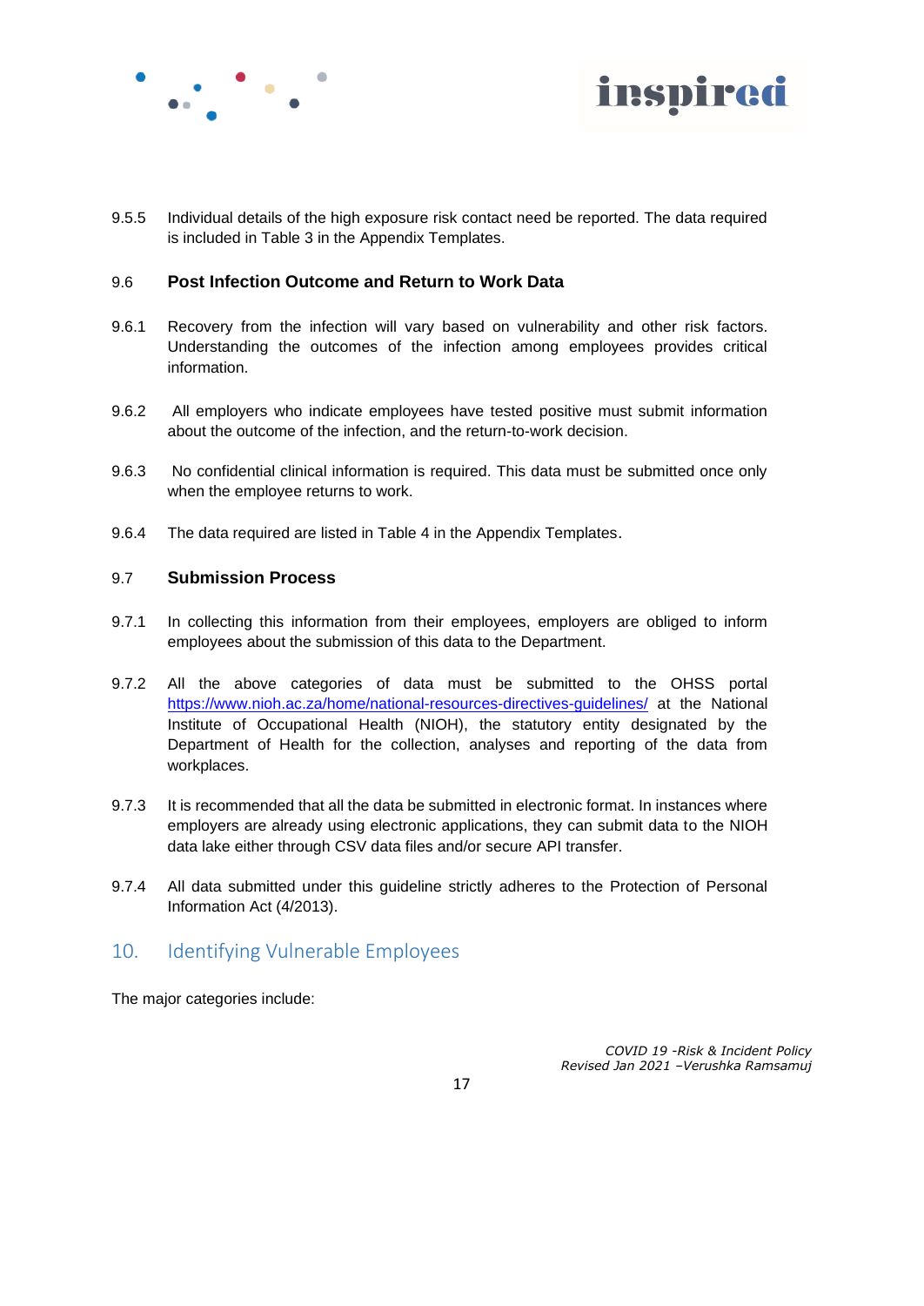9.5.5 Individual details of the high exposure risk contact need be reported. The data required is included in Table 3 in the Appendix Templates.

### 9.6 Post Infection Outcome and Return to Work Data

9.6.1 Recovery from the infection will vary based on vulnerability and other risk factors. Understanding the outcomes of the infection among employees provides critical information.

9.6.2 All employers who indicate employees have tested positive must submit information about the outcome of the infection, and the return-to-work decision.

9.6.3 No confidential clinical information is required. This data must be submitted once only when the employee returns to work.

9.6.4 The data required are listed in Table 4 in the Appendix Templates.

### 9.7 Submission Process

9.7.1 In collecting this information from their employees, employers are obliged to inform employees about the submission of this data to the Department.

9.7.2 All the above categories of data must be submitted to the OHSS portal https://www.nioh.ac.za/home/national-resources-directives-guidelines/ at the National Institute of Occupational Health (NIOH), the statutory entity designated by the Department of Health for the collection, analyses and reporting of the data from workplaces.

9.7.3 It is recommended that all the data be submitted in electronic format. In instances where employers are already using electronic applications, they can submit data to the NIOH data lake either through CSV data files and/or secure API transfer.

9.7.4 All data submitted under this guideline strictly adheres to the Protection of Personal Information Act (4/2013).

## 10. Identifying Vulnerable Employees

The major categories include: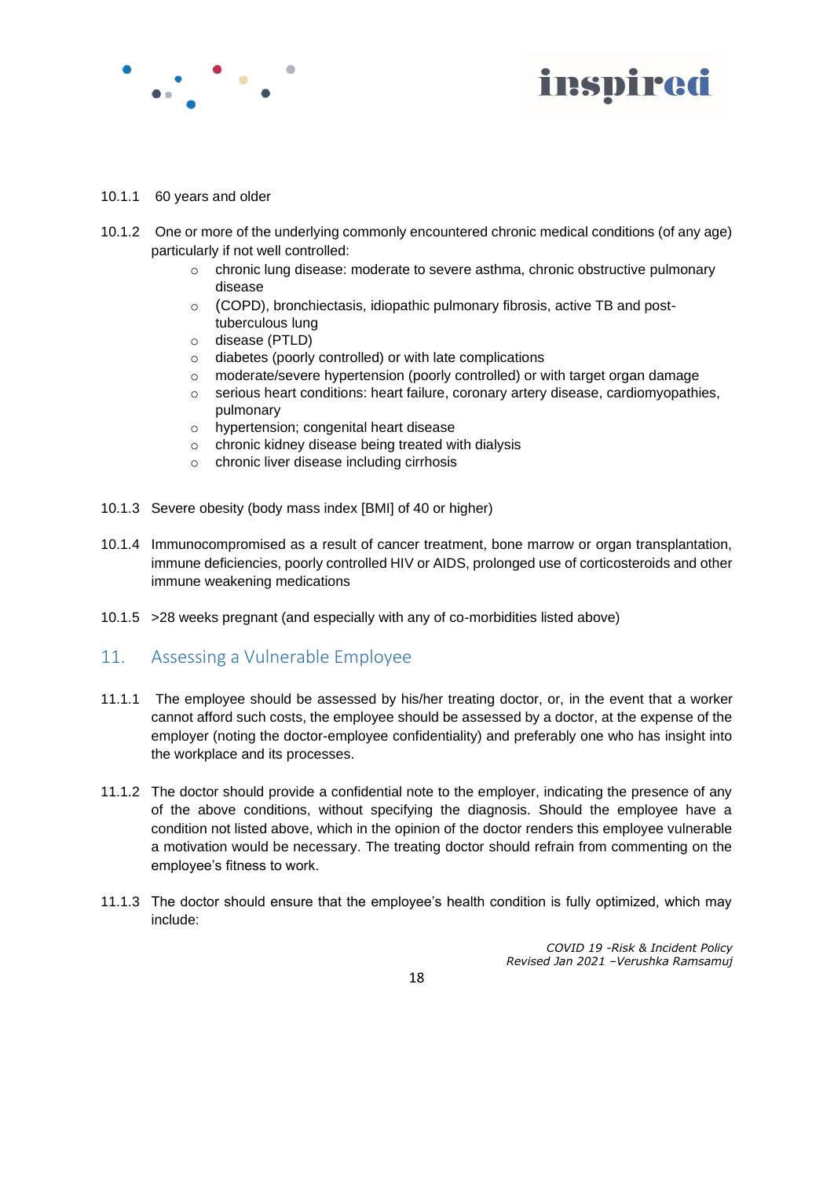10.1.1 60 years and older

10.1.2 One or more of the underlying commonly encountered chronic medical conditions (of any age) particularly if not well controlled:

- chronic lung disease: moderate to severe asthma, chronic obstructive pulmonary disease
- (COPD), bronchiectasis, idiopathic pulmonary fibrosis, active TB and post-tuberculous lung
- disease (PTLD)
- diabetes (poorly controlled) or with late complications
- moderate/severe hypertension (poorly controlled) or with target organ damage
- serious heart conditions: heart failure, coronary artery disease, cardiomyopathies, pulmonary
- hypertension; congenital heart disease
- chronic kidney disease being treated with dialysis
- chronic liver disease including cirrhosis

10.1.3 Severe obesity (body mass index [BMI] of 40 or higher)

10.1.4 Immunocompromised as a result of cancer treatment, bone marrow or organ transplantation, immune deficiencies, poorly controlled HIV or AIDS, prolonged use of corticosteroids and other immune weakening medications

10.1.5 >28 weeks pregnant (and especially with any of co-morbidities listed above)

## 11. Assessing a Vulnerable Employee

11.1.1 The employee should be assessed by his/her treating doctor, or, in the event that a worker cannot afford such costs, the employee should be assessed by a doctor, at the expense of the employer (noting the doctor-employee confidentiality) and preferably one who has insight into the workplace and its processes.

11.1.2 The doctor should provide a confidential note to the employer, indicating the presence of any of the above conditions, without specifying the diagnosis. Should the employee have a condition not listed above, which in the opinion of the doctor renders this employee vulnerable a motivation would be necessary. The treating doctor should refrain from commenting on the employee's fitness to work.

11.1.3 The doctor should ensure that the employee's health condition is fully optimized, which may include: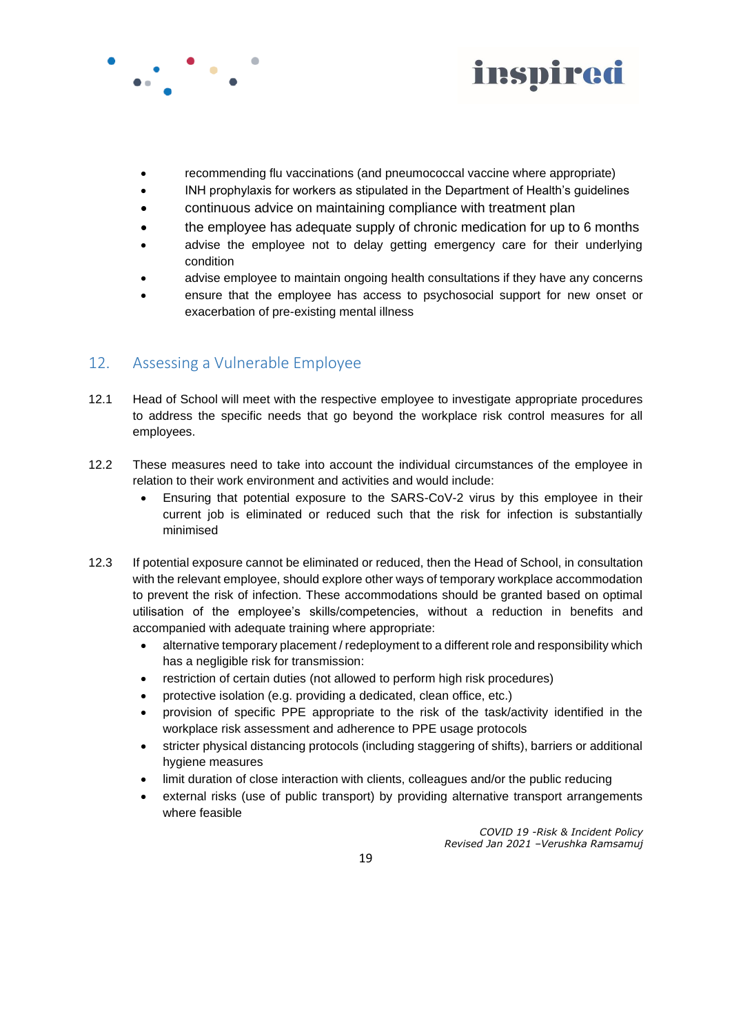- recommending flu vaccinations (and pneumococcal vaccine where appropriate)
- INH prophylaxis for workers as stipulated in the Department of Health's guidelines
- continuous advice on maintaining compliance with treatment plan
- the employee has adequate supply of chronic medication for up to 6 months
- advise the employee not to delay getting emergency care for their underlying condition
- advise employee to maintain ongoing health consultations if they have any concerns
- ensure that the employee has access to psychosocial support for new onset or exacerbation of pre-existing mental illness

## 12. Assessing a Vulnerable Employee

12.1 Head of School will meet with the respective employee to investigate appropriate procedures to address the specific needs that go beyond the workplace risk control measures for all employees.

12.2 These measures need to take into account the individual circumstances of the employee in relation to their work environment and activities and would include:

- Ensuring that potential exposure to the SARS-CoV-2 virus by this employee in their current job is eliminated or reduced such that the risk for infection is substantially minimised

12.3 If potential exposure cannot be eliminated or reduced, then the Head of School, in consultation with the relevant employee, should explore other ways of temporary workplace accommodation to prevent the risk of infection. These accommodations should be granted based on optimal utilisation of the employee's skills/competencies, without a reduction in benefits and accompanied with adequate training where appropriate:

- alternative temporary placement / redeployment to a different role and responsibility which has a negligible risk for transmission:
- restriction of certain duties (not allowed to perform high risk procedures)
- protective isolation (e.g. providing a dedicated, clean office, etc.)
- provision of specific PPE appropriate to the risk of the task/activity identified in the workplace risk assessment and adherence to PPE usage protocols
- stricter physical distancing protocols (including staggering of shifts), barriers or additional hygiene measures
- limit duration of close interaction with clients, colleagues and/or the public reducing
- external risks (use of public transport) by providing alternative transport arrangements where feasible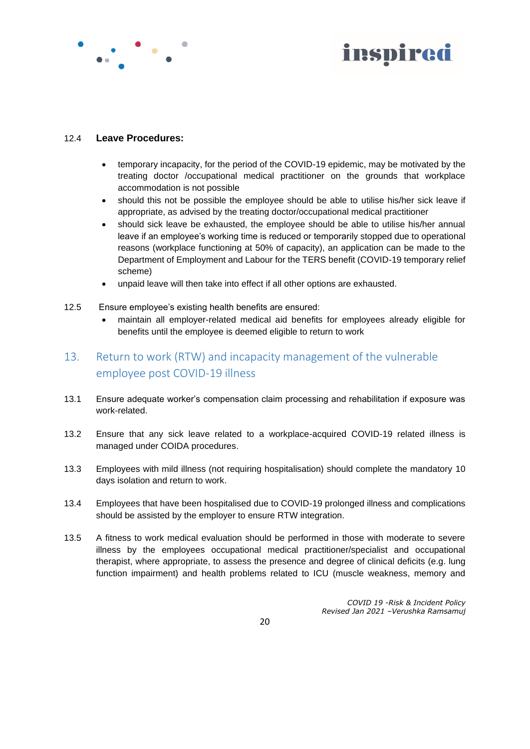12.4 **Leave Procedures:**

- temporary incapacity, for the period of the COVID-19 epidemic, may be motivated by the treating doctor /occupational medical practitioner on the grounds that workplace accommodation is not possible
- should this not be possible the employee should be able to utilise his/her sick leave if appropriate, as advised by the treating doctor/occupational medical practitioner
- should sick leave be exhausted, the employee should be able to utilise his/her annual leave if an employee's working time is reduced or temporarily stopped due to operational reasons (workplace functioning at 50% of capacity), an application can be made to the Department of Employment and Labour for the TERS benefit (COVID-19 temporary relief scheme)
- unpaid leave will then take into effect if all other options are exhausted.

12.5 Ensure employee's existing health benefits are ensured:

- maintain all employer-related medical aid benefits for employees already eligible for benefits until the employee is deemed eligible to return to work

## 13. Return to work (RTW) and incapacity management of the vulnerable employee post COVID-19 illness

13.1 Ensure adequate worker's compensation claim processing and rehabilitation if exposure was work-related.

13.2 Ensure that any sick leave related to a workplace-acquired COVID-19 related illness is managed under COIDA procedures.

13.3 Employees with mild illness (not requiring hospitalisation) should complete the mandatory 10 days isolation and return to work.

13.4 Employees that have been hospitalised due to COVID-19 prolonged illness and complications should be assisted by the employer to ensure RTW integration.

13.5 A fitness to work medical evaluation should be performed in those with moderate to severe illness by the employees occupational medical practitioner/specialist and occupational therapist, where appropriate, to assess the presence and degree of clinical deficits (e.g. lung function impairment) and health problems related to ICU (muscle weakness, memory and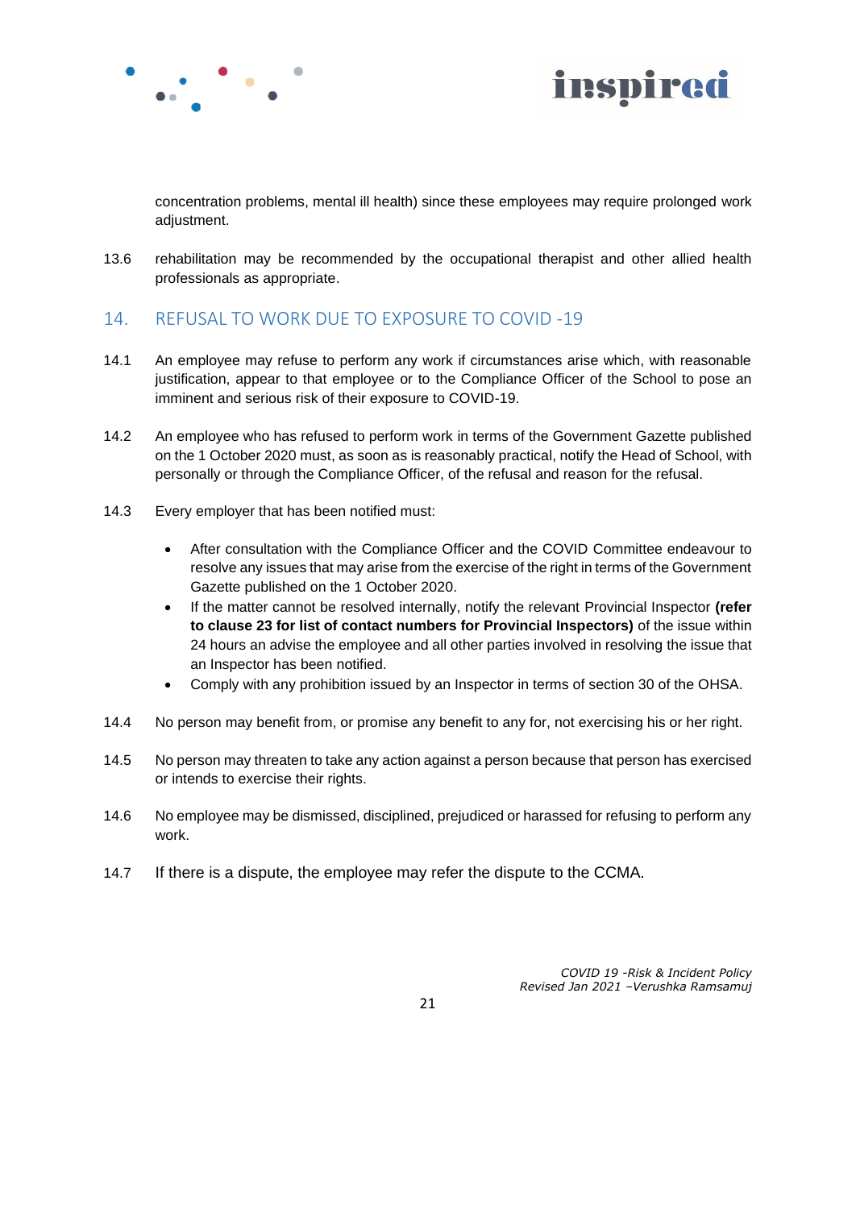concentration problems, mental ill health) since these employees may require prolonged work adjustment.

13.6 rehabilitation may be recommended by the occupational therapist and other allied health professionals as appropriate.

## 14. REFUSAL TO WORK DUE TO EXPOSURE TO COVID -19

14.1 An employee may refuse to perform any work if circumstances arise which, with reasonable justification, appear to that employee or to the Compliance Officer of the School to pose an imminent and serious risk of their exposure to COVID-19.

14.2 An employee who has refused to perform work in terms of the Government Gazette published on the 1 October 2020 must, as soon as is reasonably practical, notify the Head of School, with personally or through the Compliance Officer, of the refusal and reason for the refusal.

14.3 Every employer that has been notified must:

- After consultation with the Compliance Officer and the COVID Committee endeavour to resolve any issues that may arise from the exercise of the right in terms of the Government Gazette published on the 1 October 2020.
- If the matter cannot be resolved internally, notify the relevant Provincial Inspector **(refer to clause 23 for list of contact numbers for Provincial Inspectors)** of the issue within 24 hours an advise the employee and all other parties involved in resolving the issue that an Inspector has been notified.
- Comply with any prohibition issued by an Inspector in terms of section 30 of the OHSA.

14.4 No person may benefit from, or promise any benefit to any for, not exercising his or her right.

14.5 No person may threaten to take any action against a person because that person has exercised or intends to exercise their rights.

14.6 No employee may be dismissed, disciplined, prejudiced or harassed for refusing to perform any work.

14.7 If there is a dispute, the employee may refer the dispute to the CCMA.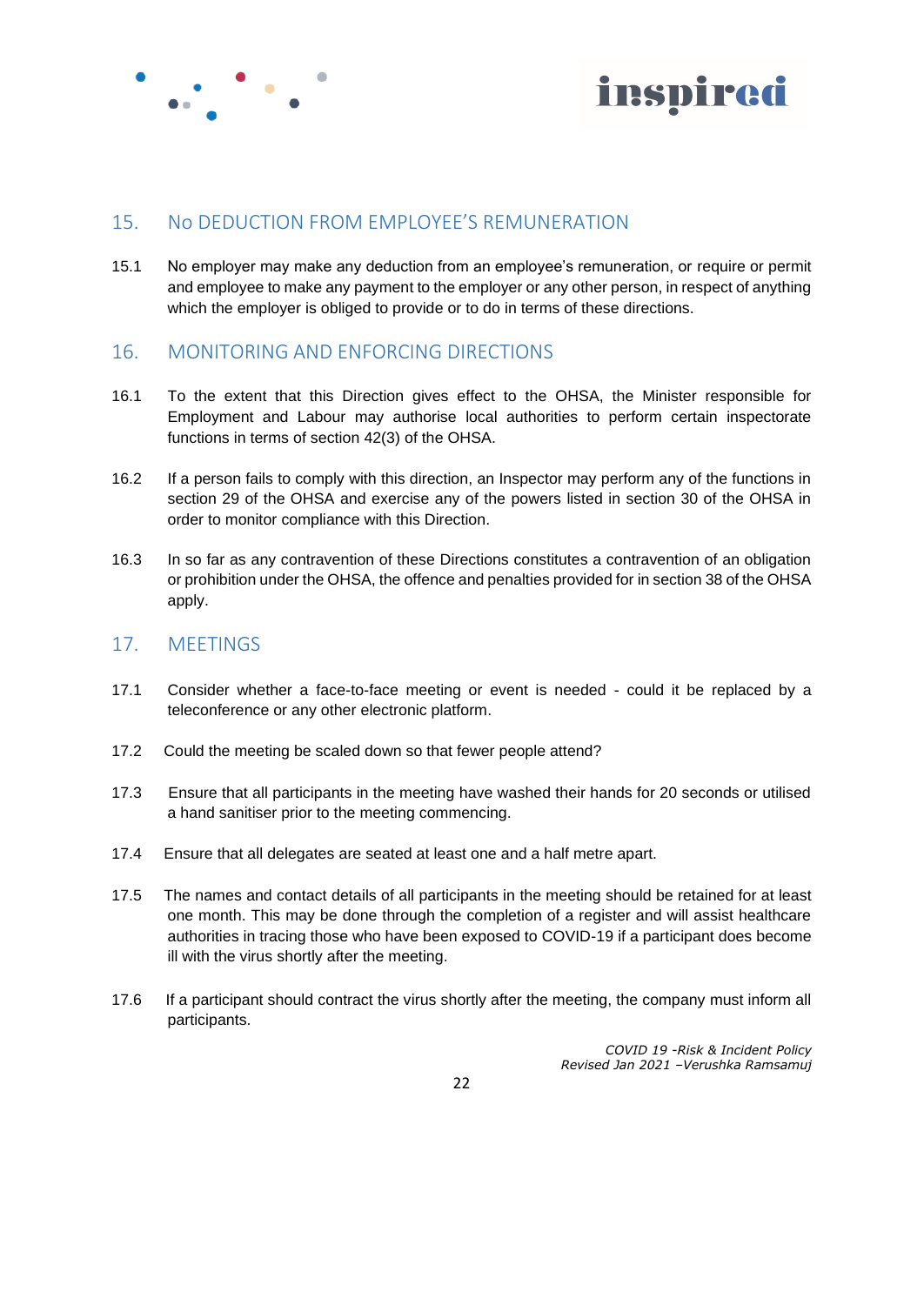## 15. No DEDUCTION FROM EMPLOYEE'S REMUNERATION

15.1 No employer may make any deduction from an employee's remuneration, or require or permit and employee to make any payment to the employer or any other person, in respect of anything which the employer is obliged to provide or to do in terms of these directions.

## 16. MONITORING AND ENFORCING DIRECTIONS

16.1 To the extent that this Direction gives effect to the OHSA, the Minister responsible for Employment and Labour may authorise local authorities to perform certain inspectorate functions in terms of section 42(3) of the OHSA.

16.2 If a person fails to comply with this direction, an Inspector may perform any of the functions in section 29 of the OHSA and exercise any of the powers listed in section 30 of the OHSA in order to monitor compliance with this Direction.

16.3 In so far as any contravention of these Directions constitutes a contravention of an obligation or prohibition under the OHSA, the offence and penalties provided for in section 38 of the OHSA apply.

## 17. MEETINGS

17.1 Consider whether a face-to-face meeting or event is needed - could it be replaced by a teleconference or any other electronic platform.

17.2 Could the meeting be scaled down so that fewer people attend?

17.3 Ensure that all participants in the meeting have washed their hands for 20 seconds or utilised a hand sanitiser prior to the meeting commencing.

17.4 Ensure that all delegates are seated at least one and a half metre apart.

17.5 The names and contact details of all participants in the meeting should be retained for at least one month. This may be done through the completion of a register and will assist healthcare authorities in tracing those who have been exposed to COVID-19 if a participant does become ill with the virus shortly after the meeting.

17.6 If a participant should contract the virus shortly after the meeting, the company must inform all participants.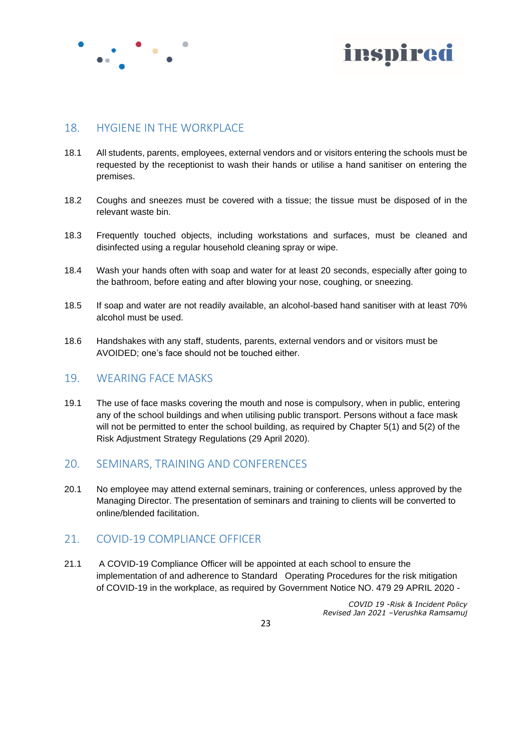## 18. HYGIENE IN THE WORKPLACE

18.1 All students, parents, employees, external vendors and or visitors entering the schools must be requested by the receptionist to wash their hands or utilise a hand sanitiser on entering the premises.

18.2 Coughs and sneezes must be covered with a tissue; the tissue must be disposed of in the relevant waste bin.

18.3 Frequently touched objects, including workstations and surfaces, must be cleaned and disinfected using a regular household cleaning spray or wipe.

18.4 Wash your hands often with soap and water for at least 20 seconds, especially after going to the bathroom, before eating and after blowing your nose, coughing, or sneezing.

18.5 If soap and water are not readily available, an alcohol-based hand sanitiser with at least 70% alcohol must be used.

18.6 Handshakes with any staff, students, parents, external vendors and or visitors must be AVOIDED; one's face should not be touched either.

## 19. WEARING FACE MASKS

19.1 The use of face masks covering the mouth and nose is compulsory, when in public, entering any of the school buildings and when utilising public transport. Persons without a face mask will not be permitted to enter the school building, as required by Chapter 5(1) and 5(2) of the Risk Adjustment Strategy Regulations (29 April 2020).

## 20. SEMINARS, TRAINING AND CONFERENCES

20.1 No employee may attend external seminars, training or conferences, unless approved by the Managing Director. The presentation of seminars and training to clients will be converted to online/blended facilitation.

## 21. COVID-19 COMPLIANCE OFFICER

21.1 A COVID-19 Compliance Officer will be appointed at each school to ensure the implementation of and adherence to Standard Operating Procedures for the risk mitigation of COVID-19 in the workplace, as required by Government Notice NO. 479 29 APRIL 2020 -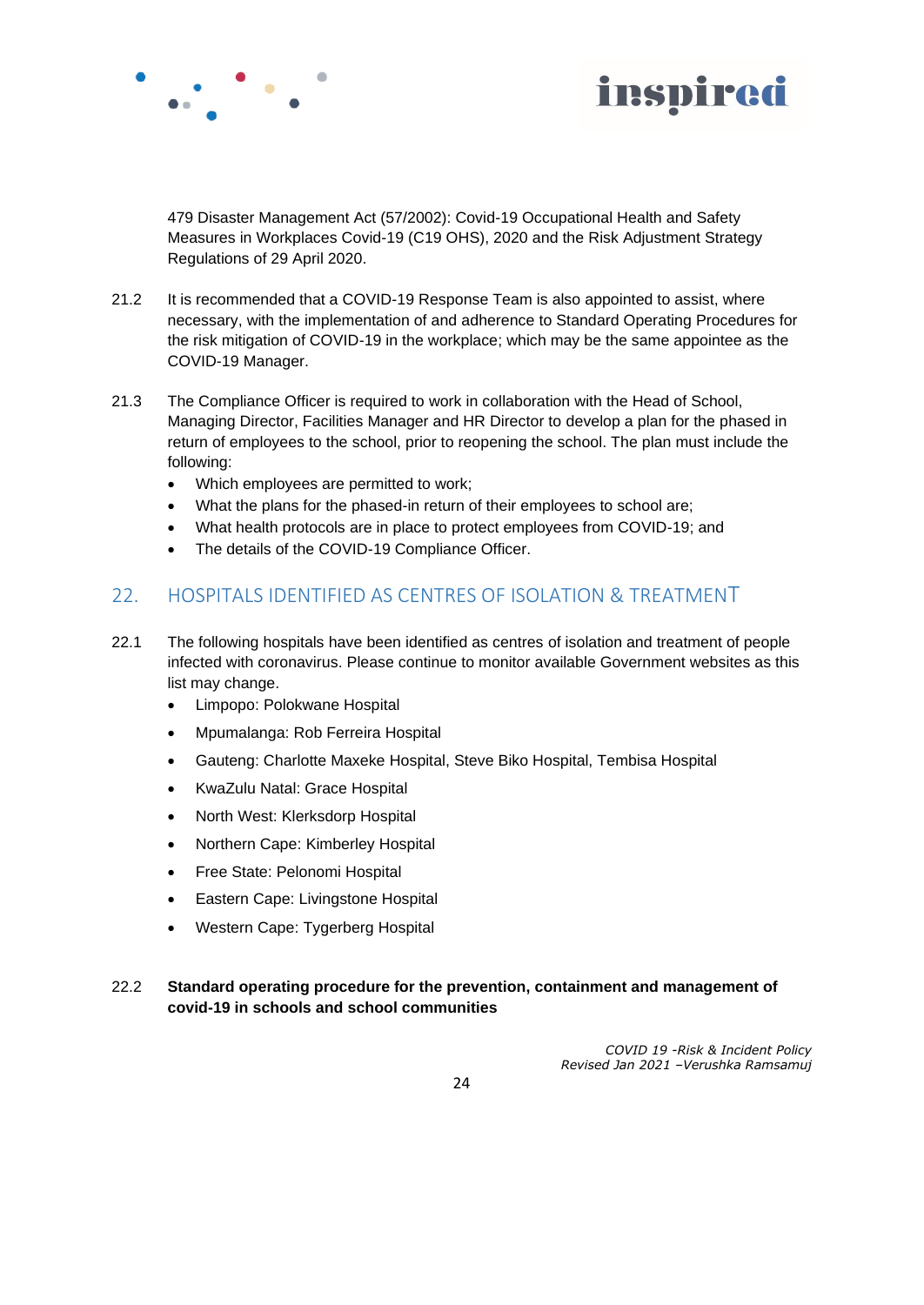479 Disaster Management Act (57/2002): Covid-19 Occupational Health and Safety Measures in Workplaces Covid-19 (C19 OHS), 2020 and the Risk Adjustment Strategy Regulations of 29 April 2020.

21.2 It is recommended that a COVID-19 Response Team is also appointed to assist, where necessary, with the implementation of and adherence to Standard Operating Procedures for the risk mitigation of COVID-19 in the workplace; which may be the same appointee as the COVID-19 Manager.

21.3 The Compliance Officer is required to work in collaboration with the Head of School, Managing Director, Facilities Manager and HR Director to develop a plan for the phased in return of employees to the school, prior to reopening the school. The plan must include the following:

- Which employees are permitted to work;
- What the plans for the phased-in return of their employees to school are;
- What health protocols are in place to protect employees from COVID-19; and
- The details of the COVID-19 Compliance Officer.

## 22. HOSPITALS IDENTIFIED AS CENTRES OF ISOLATION & TREATMENT

22.1 The following hospitals have been identified as centres of isolation and treatment of people infected with coronavirus. Please continue to monitor available Government websites as this list may change.

- Limpopo: Polokwane Hospital
- Mpumalanga: Rob Ferreira Hospital
- Gauteng: Charlotte Maxeke Hospital, Steve Biko Hospital, Tembisa Hospital
- KwaZulu Natal: Grace Hospital
- North West: Klerksdorp Hospital
- Northern Cape: Kimberley Hospital
- Free State: Pelonomi Hospital
- Eastern Cape: Livingstone Hospital
- Western Cape: Tygerberg Hospital

22.2 **Standard operating procedure for the prevention, containment and management of covid-19 in schools and school communities**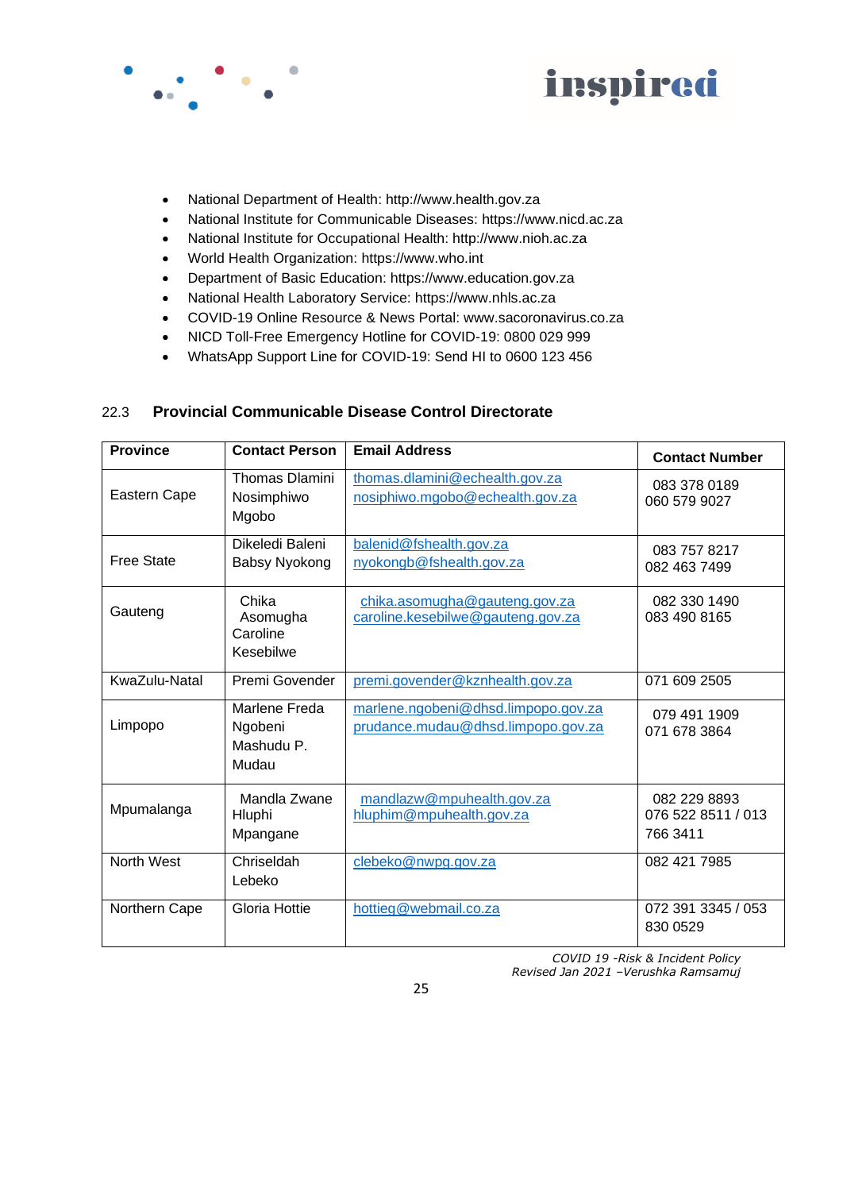- National Department of Health: http://www.health.gov.za
- National Institute for Communicable Diseases: https://www.nicd.ac.za
- National Institute for Occupational Health: http://www.nioh.ac.za
- World Health Organization: https://www.who.int
- Department of Basic Education: https://www.education.gov.za
- National Health Laboratory Service: https://www.nhls.ac.za
- COVID-19 Online Resource & News Portal: www.sacoronavirus.co.za
- NICD Toll-Free Emergency Hotline for COVID-19: 0800 029 999
- WhatsApp Support Line for COVID-19: Send HI to 0600 123 456

### 22.3 Provincial Communicable Disease Control Directorate

| Province | Contact Person | Email Address | Contact Number |
|---|---|---|---|
| Eastern Cape | Thomas Dlamini<br>Nosimphiwo Mgobo | thomas.dlamini@echealth.gov.za<br>nosiphiwo.mgobo@echealth.gov.za | 083 378 0189<br>060 579 9027 |
| Free State | Dikeledi Baleni<br>Babsy Nyokong | balenid@fshealth.gov.za<br>nyokongb@fshealth.gov.za | 083 757 8217<br>082 463 7499 |
| Gauteng | Chika Asomugha<br>Caroline Kesebilwe | chika.asomugha@gauteng.gov.za<br>caroline.kesebilwe@gauteng.gov.za | 082 330 1490<br>083 490 8165 |
| KwaZulu-Natal | Premi Govender | premi.govender@kznhealth.gov.za | 071 609 2505 |
| Limpopo | Marlene Freda Ngobeni<br>Mashudu P. Mudau | marlene.ngobeni@dhsd.limpopo.gov.za<br>prudance.mudau@dhsd.limpopo.gov.za | 079 491 1909<br>071 678 3864 |
| Mpumalanga | Mandla Zwane<br>Hluphi Mpangane | mandlazw@mpuhealth.gov.za<br>hluphim@mpuhealth.gov.za | 082 229 8893<br>076 522 8511 / 013 766 3411 |
| North West | Chriseldah Lebeko | clebeko@nwpg.gov.za | 082 421 7985 |
| Northern Cape | Gloria Hottie | hottieg@webmail.co.za | 072 391 3345 / 053 830 0529 |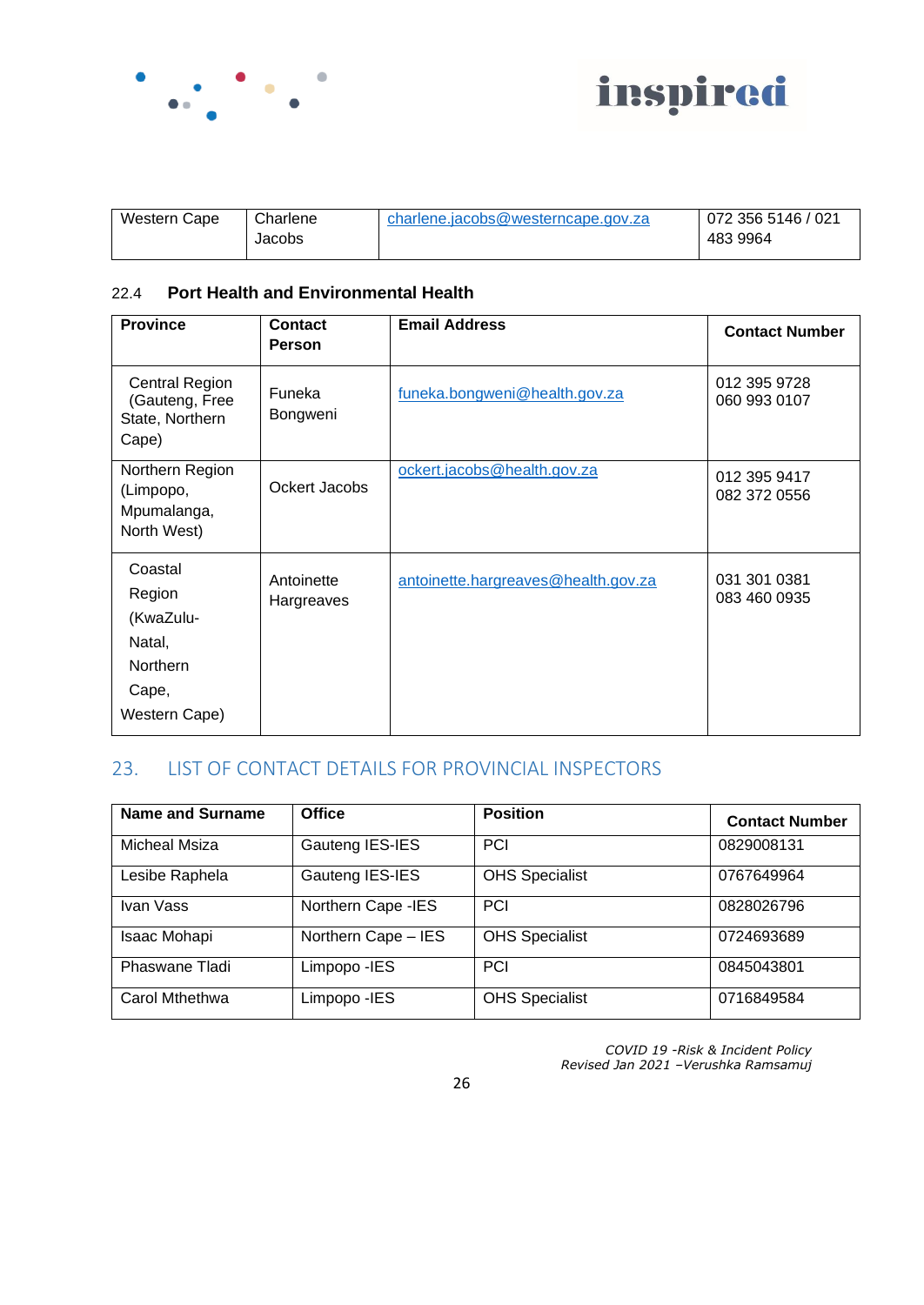| Western Cape | Charlene Jacobs | charlene.jacobs@westerncape.gov.za | 072 356 5146 / 021 483 9964 |
|---|---|---|---|

### 22.4 Port Health and Environmental Health

| Province | Contact Person | Email Address | Contact Number |
|---|---|---|---|
| Central Region (Gauteng, Free State, Northern Cape) | Funeka Bongweni | funeka.bongweni@health.gov.za | 012 395 9728<br>060 993 0107 |
| Northern Region (Limpopo, Mpumalanga, North West) | Ockert Jacobs | ockert.jacobs@health.gov.za | 012 395 9417<br>082 372 0556 |
| Coastal Region (KwaZulu-Natal, Northern Cape, Western Cape) | Antoinette Hargreaves | antoinette.hargreaves@health.gov.za | 031 301 0381<br>083 460 0935 |

## 23. LIST OF CONTACT DETAILS FOR PROVINCIAL INSPECTORS

| Name and Surname | Office | Position | Contact Number |
|---|---|---|---|
| Micheal Msiza | Gauteng IES-IES | PCI | 0829008131 |
| Lesibe Raphela | Gauteng IES-IES | OHS Specialist | 0767649964 |
| Ivan Vass | Northern Cape -IES | PCI | 0828026796 |
| Isaac Mohapi | Northern Cape – IES | OHS Specialist | 0724693689 |
| Phaswane Tladi | Limpopo -IES | PCI | 0845043801 |
| Carol Mthethwa | Limpopo -IES | OHS Specialist | 0716849584 |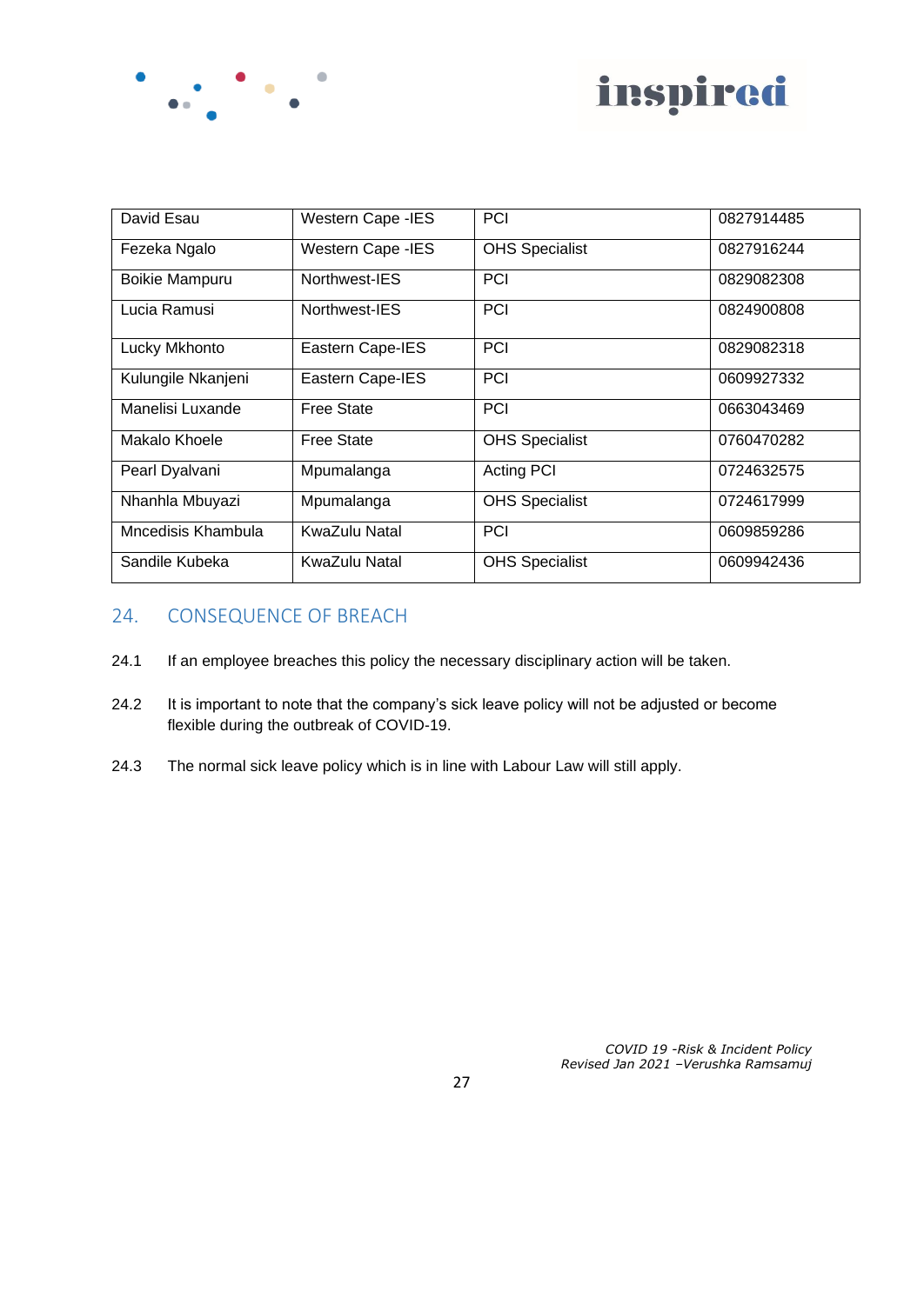| David Esau | Western Cape -IES | PCI | 0827914485 |
|---|---|---|---|
| Fezeka Ngalo | Western Cape -IES | OHS Specialist | 0827916244 |
| Boikie Mampuru | Northwest-IES | PCI | 0829082308 |
| Lucia Ramusi | Northwest-IES | PCI | 0824900808 |
| Lucky Mkhonto | Eastern Cape-IES | PCI | 0829082318 |
| Kulungile Nkanjeni | Eastern Cape-IES | PCI | 0609927332 |
| Manelisi Luxande | Free State | PCI | 0663043469 |
| Makalo Khoele | Free State | OHS Specialist | 0760470282 |
| Pearl Dyalvani | Mpumalanga | Acting PCI | 0724632575 |
| Nhanhla Mbuyazi | Mpumalanga | OHS Specialist | 0724617999 |
| Mncedisis Khambula | KwaZulu Natal | PCI | 0609859286 |
| Sandile Kubeka | KwaZulu Natal | OHS Specialist | 0609942436 |

## 24. CONSEQUENCE OF BREACH

24.1 If an employee breaches this policy the necessary disciplinary action will be taken.

24.2 It is important to note that the company's sick leave policy will not be adjusted or become flexible during the outbreak of COVID-19.

24.3 The normal sick leave policy which is in line with Labour Law will still apply.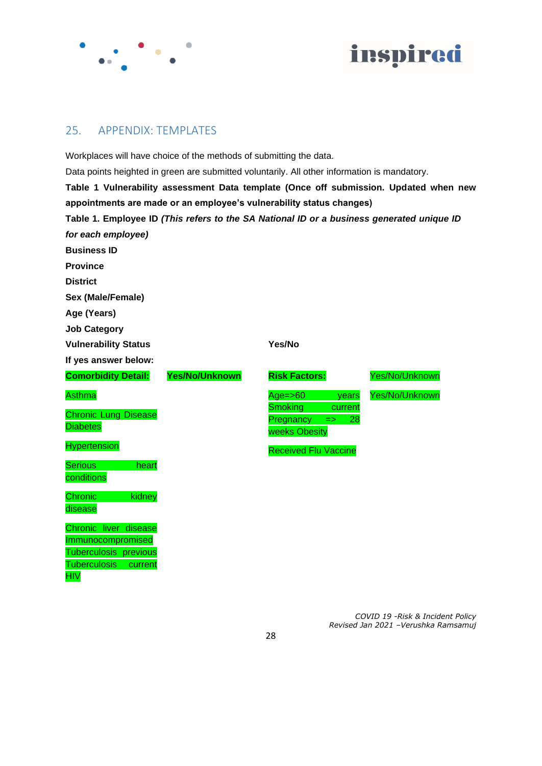## 25. APPENDIX: TEMPLATES

Workplaces will have choice of the methods of submitting the data.

Data points heighted in green are submitted voluntarily. All other information is mandatory.

**Table 1 Vulnerability assessment Data template (Once off submission. Updated when new appointments are made or an employee's vulnerability status changes)**

**Table 1. Employee ID *(This refers to the SA National ID or a business generated unique ID for each employee)***

**Business ID**

**Province**

**District**

**Sex (Male/Female)**

**Age (Years)**

**Job Category**

**Vulnerability Status** **Yes/No**

**If yes answer below:**

| **Comorbidity Detail:** | **Yes/No/Unknown** | **Risk Factors:** | Yes/No/Unknown |
|---|---|---|---|
| Asthma | | Age=>60 years | Yes/No/Unknown |
| Chronic Lung Disease | | Smoking current | |
| Diabetes | | Pregnancy => 28 weeks | |
| Hypertension | | Obesity | |
| Serious heart conditions | | Received Flu Vaccine | |
| Chronic kidney disease | | | |
| Chronic liver disease | | | |
| Immunocompromised | | | |
| Tuberculosis previous | | | |
| Tuberculosis current | | | |
| HIV | | | |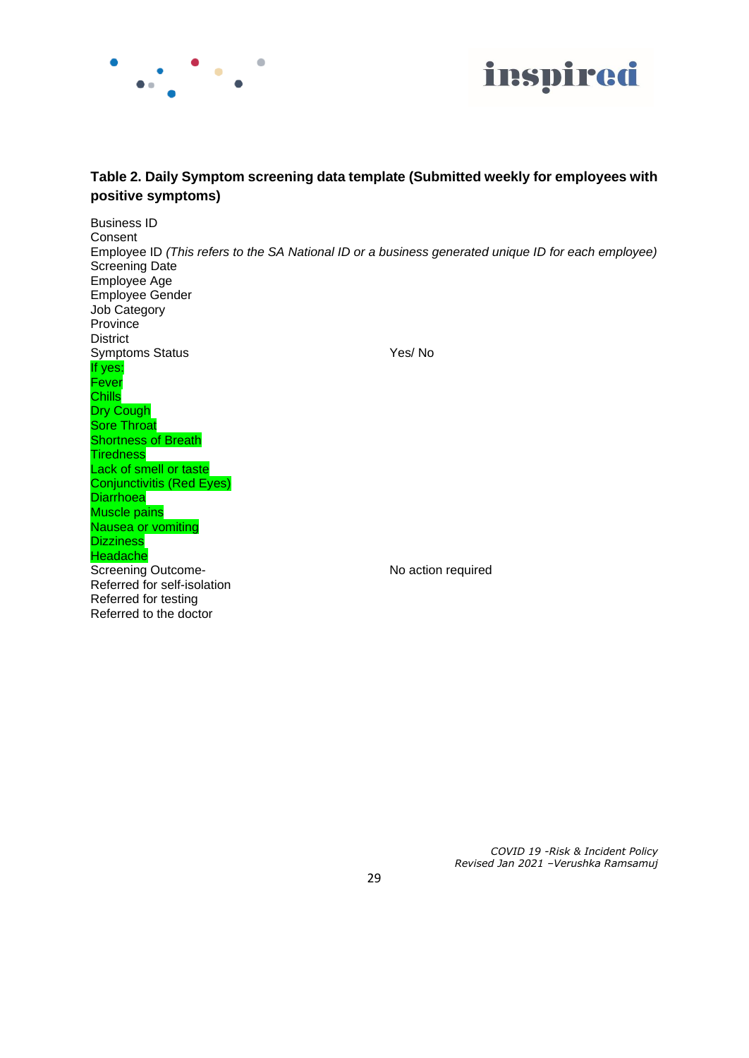**Table 2. Daily Symptom screening data template (Submitted weekly for employees with positive symptoms)**

Business ID
Consent
Employee ID *(This refers to the SA National ID or a business generated unique ID for each employee)*
Screening Date
Employee Age
Employee Gender
Job Category
Province
District
Symptoms Status Yes/ No
If yes:
Fever
Chills
Dry Cough
Sore Throat
Shortness of Breath
Tiredness
Lack of smell or taste
Conjunctivitis (Red Eyes)
Diarrhoea
Muscle pains
Nausea or vomiting
Dizziness
Headache
Screening Outcome- No action required
Referred for self-isolation
Referred for testing
Referred to the doctor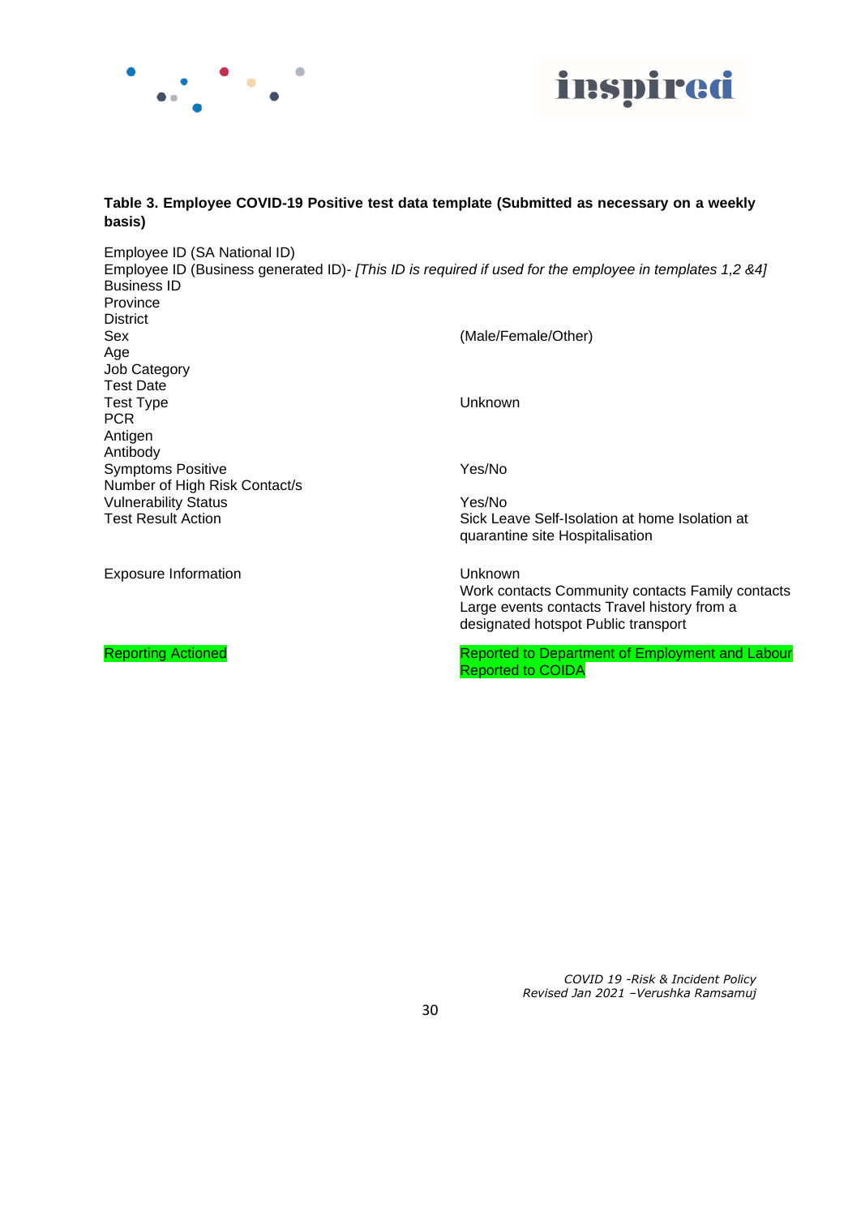**Table 3. Employee COVID-19 Positive test data template (Submitted as necessary on a weekly basis)**

| | |
|---|---|
| Employee ID (SA National ID) | |
| Employee ID (Business generated ID)- *[This ID is required if used for the employee in templates 1,2 &4]* | |
| Business ID | |
| Province | |
| District | |
| Sex | (Male/Female/Other) |
| Age | |
| Job Category | |
| Test Date | |
| Test Type | Unknown |
| PCR | |
| Antigen | |
| Antibody | |
| Symptoms Positive | Yes/No |
| Number of High Risk Contact/s | |
| Vulnerability Status | Yes/No |
| Test Result Action | Sick Leave Self-Isolation at home Isolation at quarantine site Hospitalisation |
| Exposure Information | Unknown<br>Work contacts Community contacts Family contacts Large events contacts Travel history from a designated hotspot Public transport |
| Reporting Actioned | Reported to Department of Employment and Labour<br>Reported to COIDA |

*COVID 19 -Risk & Incident Policy*
*Revised Jan 2021 –Verushka Ramsamuj*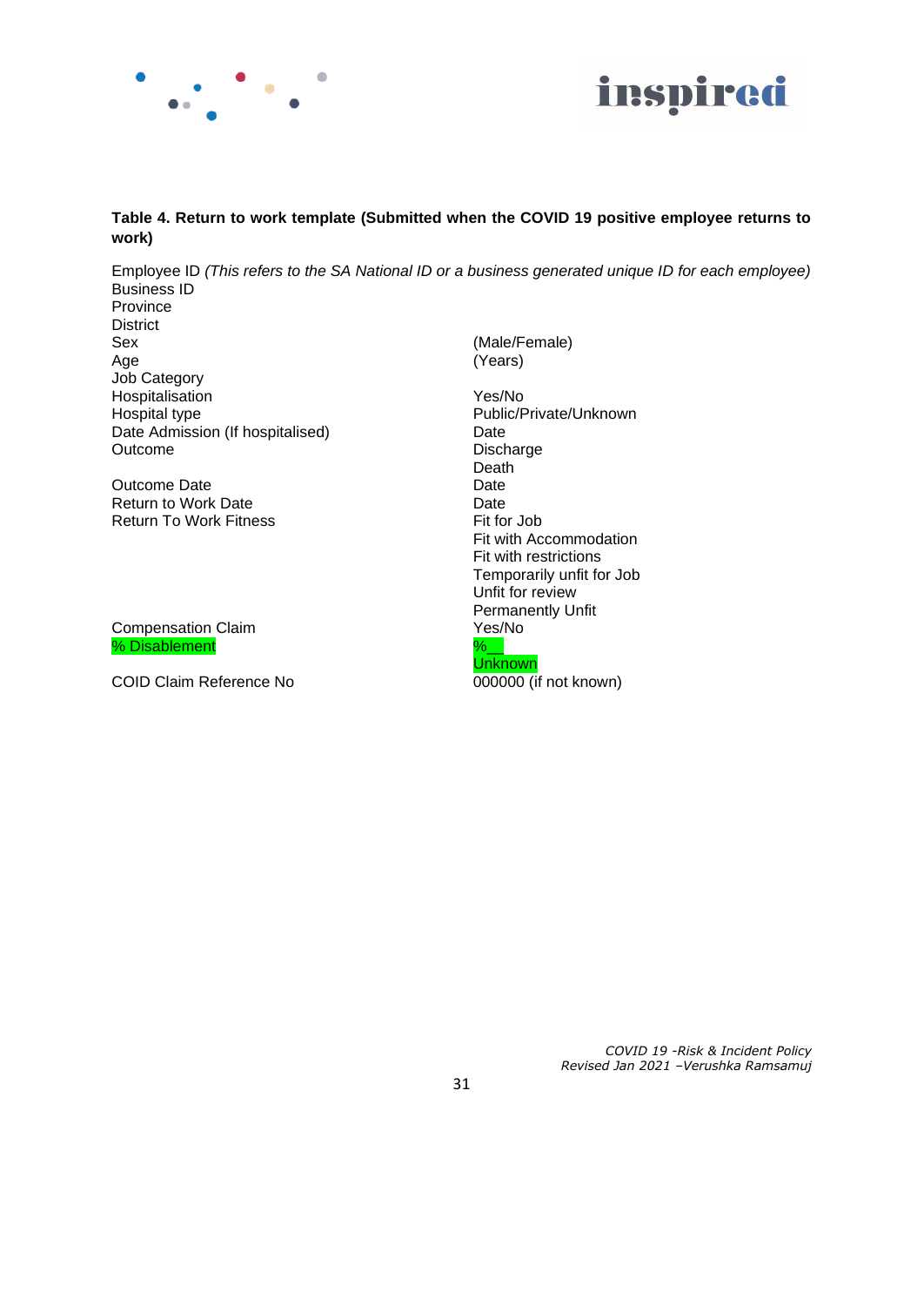**Table 4. Return to work template (Submitted when the COVID 19 positive employee returns to work)**

| | |
|---|---|
| Employee ID *(This refers to the SA National ID or a business generated unique ID for each employee)* | |
| Business ID | |
| Province | |
| District | |
| Sex | (Male/Female) |
| Age | (Years) |
| Job Category | |
| Hospitalisation | Yes/No |
| Hospital type | Public/Private/Unknown |
| Date Admission (If hospitalised) | Date |
| Outcome | Discharge<br>Death |
| Outcome Date | Date |
| Return to Work Date | Date |
| Return To Work Fitness | Fit for Job<br>Fit with Accommodation<br>Fit with restrictions<br>Temporarily unfit for Job<br>Unfit for review<br>Permanently Unfit |
| Compensation Claim | Yes/No |
| % Disablement | %__<br>Unknown |
| COID Claim Reference No | 000000 (if not known) |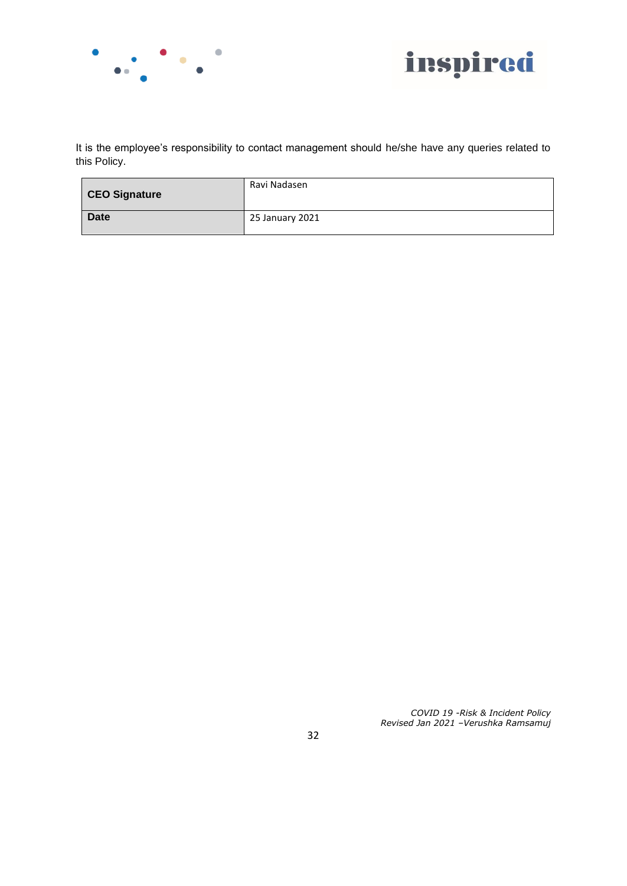It is the employee's responsibility to contact management should he/she have any queries related to this Policy.

| | |
|---|---|
| **CEO Signature** | Ravi Nadasen |
| **Date** | 25 January 2021 |